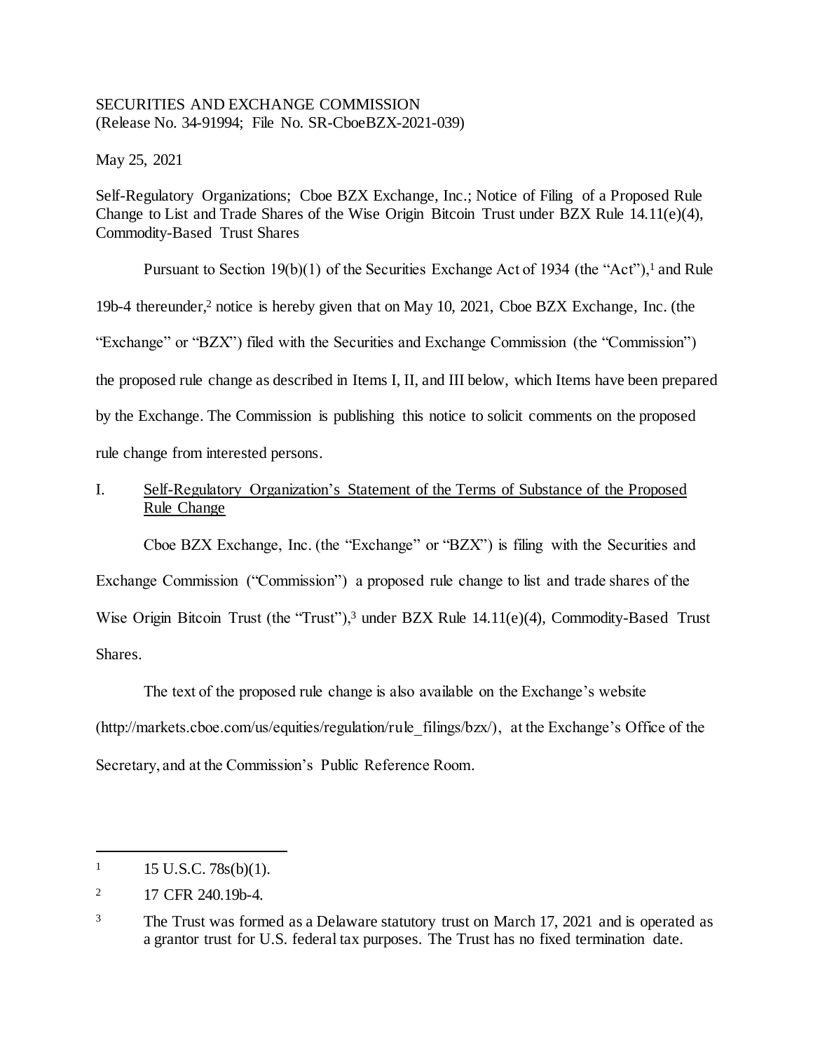SECURITIES AND EXCHANGE COMMISSION
(Release No. 34-91994; File No. SR-CboeBZX-2021-039)

May 25, 2021

Self-Regulatory Organizations; Cboe BZX Exchange, Inc.; Notice of Filing of a Proposed Rule Change to List and Trade Shares of the Wise Origin Bitcoin Trust under BZX Rule 14.11(e)(4), Commodity-Based Trust Shares

Pursuant to Section 19(b)(1) of the Securities Exchange Act of 1934 (the "Act"),[1] and Rule 19b-4 thereunder,[2] notice is hereby given that on May 10, 2021, Cboe BZX Exchange, Inc. (the "Exchange" or "BZX") filed with the Securities and Exchange Commission (the "Commission") the proposed rule change as described in Items I, II, and III below, which Items have been prepared by the Exchange. The Commission is publishing this notice to solicit comments on the proposed rule change from interested persons.

I. Self-Regulatory Organization's Statement of the Terms of Substance of the Proposed Rule Change

Cboe BZX Exchange, Inc. (the "Exchange" or "BZX") is filing with the Securities and Exchange Commission ("Commission") a proposed rule change to list and trade shares of the Wise Origin Bitcoin Trust (the "Trust"),[3] under BZX Rule 14.11(e)(4), Commodity-Based Trust Shares.

The text of the proposed rule change is also available on the Exchange's website (http://markets.cboe.com/us/equities/regulation/rule_filings/bzx/), at the Exchange's Office of the Secretary, and at the Commission's Public Reference Room.

---

1 15 U.S.C. 78s(b)(1).

2 17 CFR 240.19b-4.

3 The Trust was formed as a Delaware statutory trust on March 17, 2021 and is operated as a grantor trust for U.S. federal tax purposes. The Trust has no fixed termination date.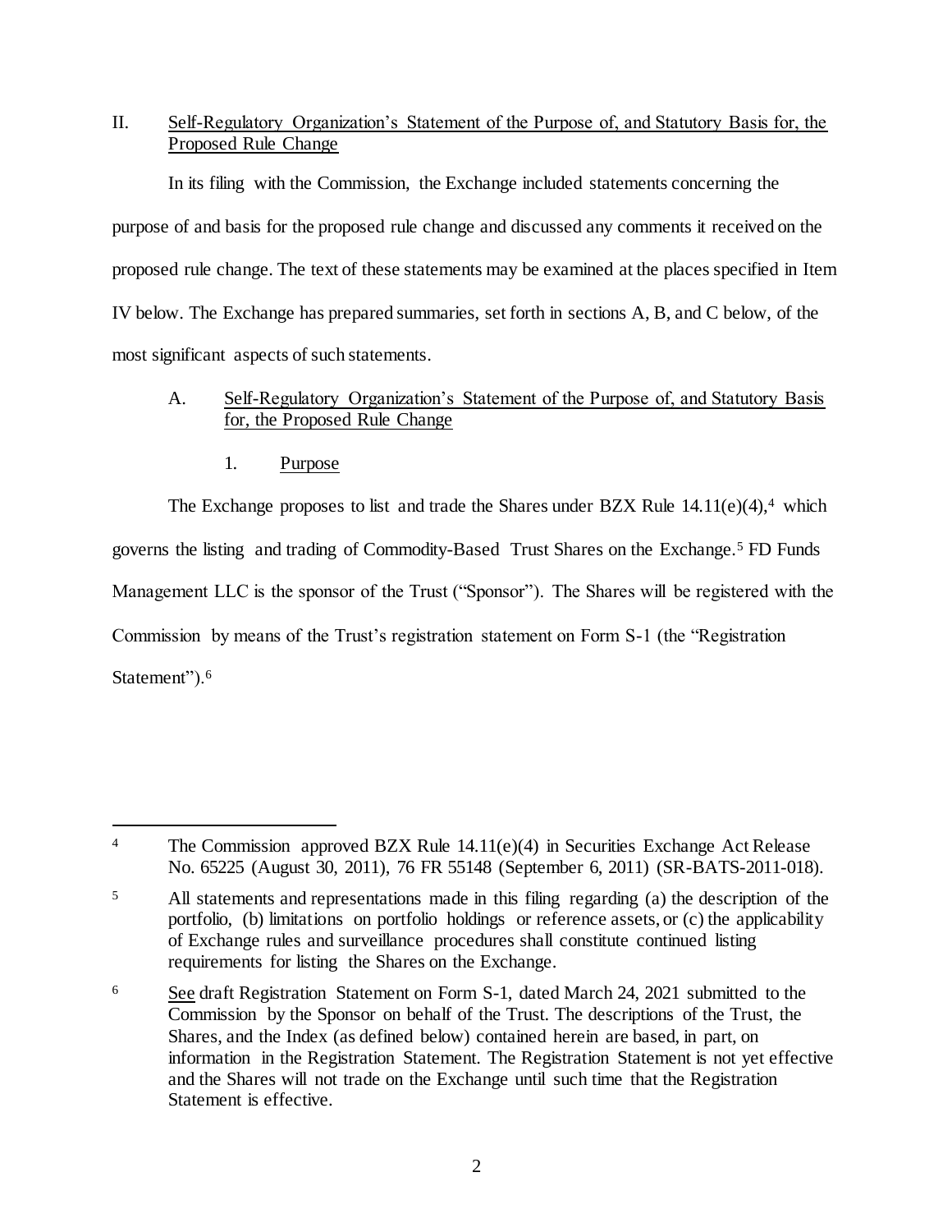## II. Self-Regulatory Organization's Statement of the Purpose of, and Statutory Basis for, the Proposed Rule Change

In its filing with the Commission, the Exchange included statements concerning the purpose of and basis for the proposed rule change and discussed any comments it received on the proposed rule change. The text of these statements may be examined at the places specified in Item IV below. The Exchange has prepared summaries, set forth in sections A, B, and C below, of the most significant aspects of such statements.

### A. Self-Regulatory Organization's Statement of the Purpose of, and Statutory Basis for, the Proposed Rule Change

#### 1. Purpose

The Exchange proposes to list and trade the Shares under BZX Rule 14.11(e)(4),[4] which governs the listing and trading of Commodity-Based Trust Shares on the Exchange.[5] FD Funds Management LLC is the sponsor of the Trust ("Sponsor"). The Shares will be registered with the Commission by means of the Trust's registration statement on Form S-1 (the "Registration Statement").[6]

---

[4] The Commission approved BZX Rule 14.11(e)(4) in Securities Exchange Act Release No. 65225 (August 30, 2011), 76 FR 55148 (September 6, 2011) (SR-BATS-2011-018).

[5] All statements and representations made in this filing regarding (a) the description of the portfolio, (b) limitations on portfolio holdings or reference assets, or (c) the applicability of Exchange rules and surveillance procedures shall constitute continued listing requirements for listing the Shares on the Exchange.

[6] See draft Registration Statement on Form S-1, dated March 24, 2021 submitted to the Commission by the Sponsor on behalf of the Trust. The descriptions of the Trust, the Shares, and the Index (as defined below) contained herein are based, in part, on information in the Registration Statement. The Registration Statement is not yet effective and the Shares will not trade on the Exchange until such time that the Registration Statement is effective.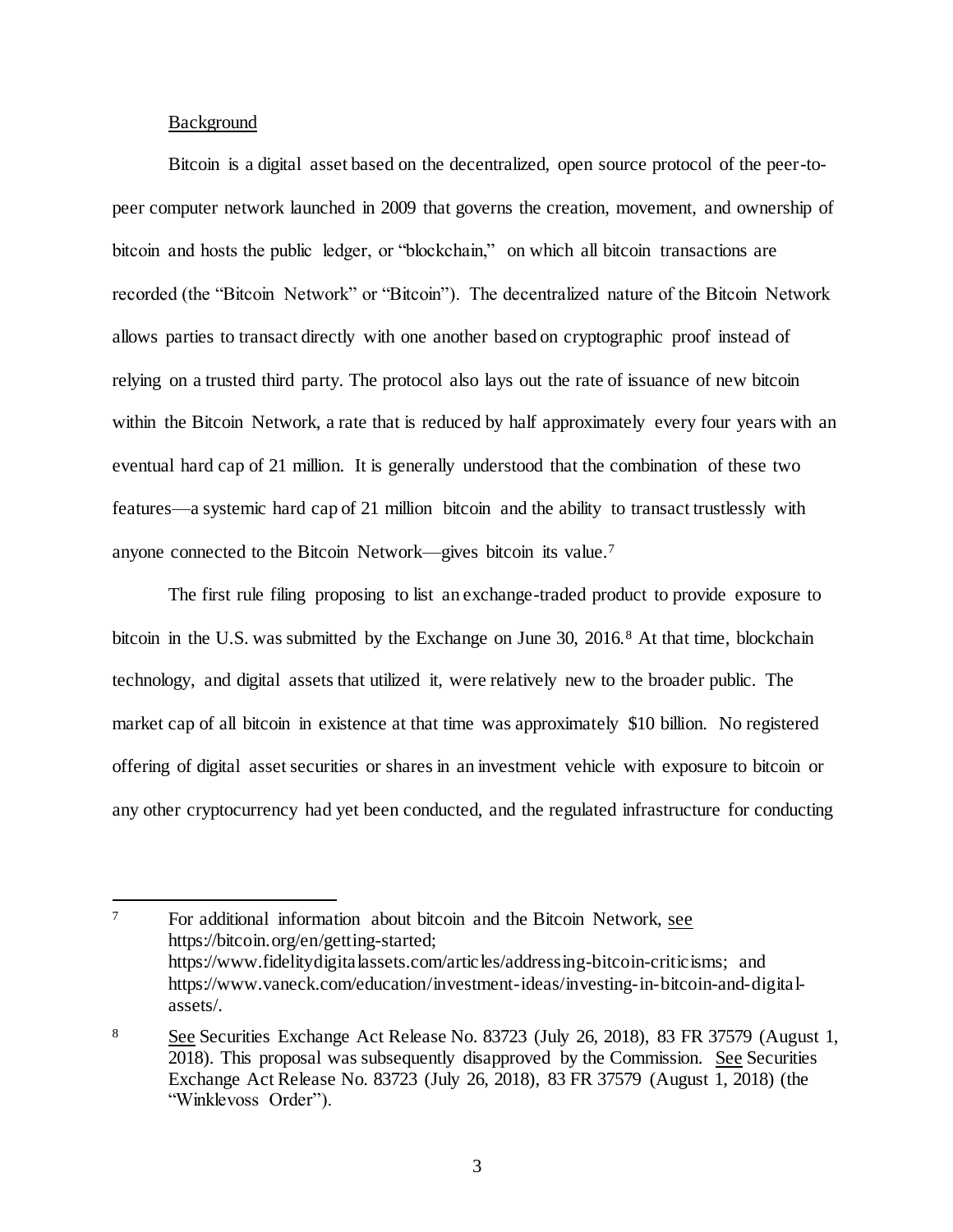Background

Bitcoin is a digital asset based on the decentralized, open source protocol of the peer-to-peer computer network launched in 2009 that governs the creation, movement, and ownership of bitcoin and hosts the public ledger, or "blockchain," on which all bitcoin transactions are recorded (the "Bitcoin Network" or "Bitcoin"). The decentralized nature of the Bitcoin Network allows parties to transact directly with one another based on cryptographic proof instead of relying on a trusted third party. The protocol also lays out the rate of issuance of new bitcoin within the Bitcoin Network, a rate that is reduced by half approximately every four years with an eventual hard cap of 21 million. It is generally understood that the combination of these two features—a systemic hard cap of 21 million bitcoin and the ability to transact trustlessly with anyone connected to the Bitcoin Network—gives bitcoin its value.[7]

The first rule filing proposing to list an exchange-traded product to provide exposure to bitcoin in the U.S. was submitted by the Exchange on June 30, 2016.[8] At that time, blockchain technology, and digital assets that utilized it, were relatively new to the broader public. The market cap of all bitcoin in existence at that time was approximately $10 billion. No registered offering of digital asset securities or shares in an investment vehicle with exposure to bitcoin or any other cryptocurrency had yet been conducted, and the regulated infrastructure for conducting

---

[7] For additional information about bitcoin and the Bitcoin Network, see https://bitcoin.org/en/getting-started; https://www.fidelitydigitalassets.com/articles/addressing-bitcoin-criticisms; and https://www.vaneck.com/education/investment-ideas/investing-in-bitcoin-and-digital-assets/.

[8] See Securities Exchange Act Release No. 83723 (July 26, 2018), 83 FR 37579 (August 1, 2018). This proposal was subsequently disapproved by the Commission. See Securities Exchange Act Release No. 83723 (July 26, 2018), 83 FR 37579 (August 1, 2018) (the "Winklevoss Order").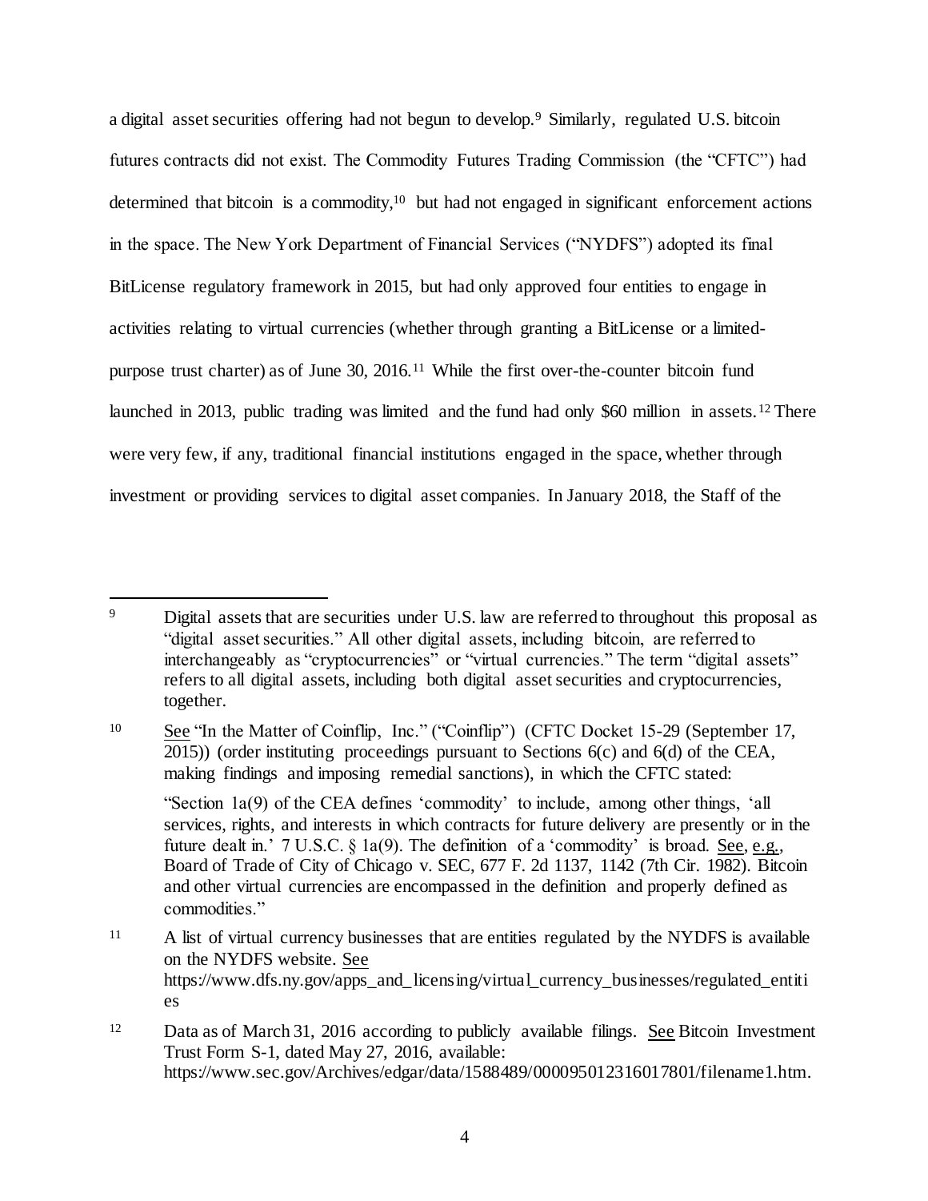a digital asset securities offering had not begun to develop.[9] Similarly, regulated U.S. bitcoin futures contracts did not exist. The Commodity Futures Trading Commission (the "CFTC") had determined that bitcoin is a commodity,[10] but had not engaged in significant enforcement actions in the space. The New York Department of Financial Services ("NYDFS") adopted its final BitLicense regulatory framework in 2015, but had only approved four entities to engage in activities relating to virtual currencies (whether through granting a BitLicense or a limited-purpose trust charter) as of June 30, 2016.[11] While the first over-the-counter bitcoin fund launched in 2013, public trading was limited and the fund had only $60 million in assets.[12] There were very few, if any, traditional financial institutions engaged in the space, whether through investment or providing services to digital asset companies. In January 2018, the Staff of the

---

[9] Digital assets that are securities under U.S. law are referred to throughout this proposal as "digital asset securities." All other digital assets, including bitcoin, are referred to interchangeably as "cryptocurrencies" or "virtual currencies." The term "digital assets" refers to all digital assets, including both digital asset securities and cryptocurrencies, together.

[10] See "In the Matter of Coinflip, Inc." ("Coinflip") (CFTC Docket 15-29 (September 17, 2015)) (order instituting proceedings pursuant to Sections 6(c) and 6(d) of the CEA, making findings and imposing remedial sanctions), in which the CFTC stated:

> "Section 1a(9) of the CEA defines 'commodity' to include, among other things, 'all services, rights, and interests in which contracts for future delivery are presently or in the future dealt in.' 7 U.S.C. § 1a(9). The definition of a 'commodity' is broad. See, e.g., Board of Trade of City of Chicago v. SEC, 677 F. 2d 1137, 1142 (7th Cir. 1982). Bitcoin and other virtual currencies are encompassed in the definition and properly defined as commodities."

[11] A list of virtual currency businesses that are entities regulated by the NYDFS is available on the NYDFS website. See https://www.dfs.ny.gov/apps_and_licensing/virtual_currency_businesses/regulated_entities

[12] Data as of March 31, 2016 according to publicly available filings. See Bitcoin Investment Trust Form S-1, dated May 27, 2016, available: https://www.sec.gov/Archives/edgar/data/1588489/000095012316017801/filename1.htm.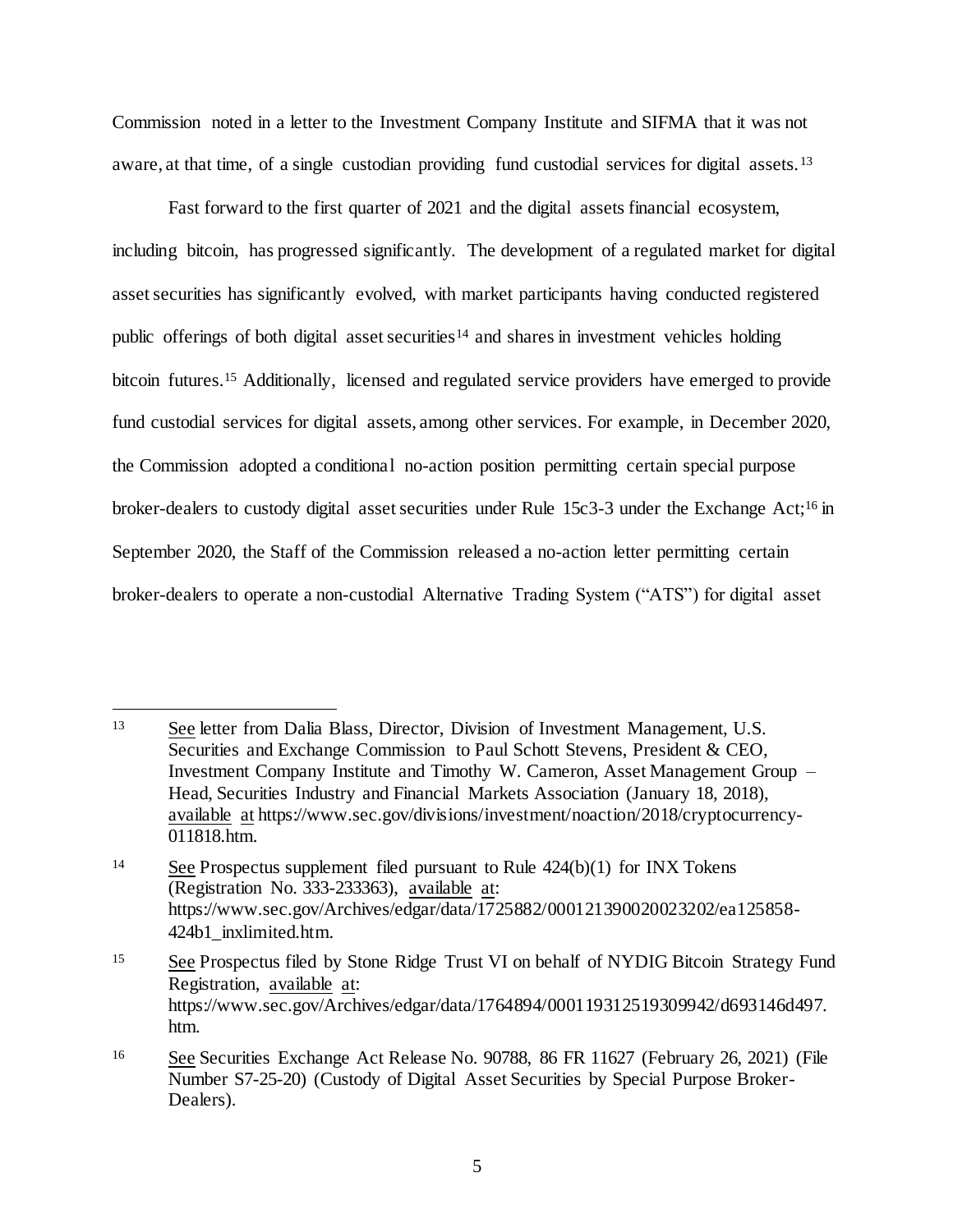Commission noted in a letter to the Investment Company Institute and SIFMA that it was not aware, at that time, of a single custodian providing fund custodial services for digital assets.[13]

Fast forward to the first quarter of 2021 and the digital assets financial ecosystem, including bitcoin, has progressed significantly. The development of a regulated market for digital asset securities has significantly evolved, with market participants having conducted registered public offerings of both digital asset securities[14] and shares in investment vehicles holding bitcoin futures.[15] Additionally, licensed and regulated service providers have emerged to provide fund custodial services for digital assets, among other services. For example, in December 2020, the Commission adopted a conditional no-action position permitting certain special purpose broker-dealers to custody digital asset securities under Rule 15c3-3 under the Exchange Act;[16] in September 2020, the Staff of the Commission released a no-action letter permitting certain broker-dealers to operate a non-custodial Alternative Trading System ("ATS") for digital asset

---

[13] See letter from Dalia Blass, Director, Division of Investment Management, U.S. Securities and Exchange Commission to Paul Schott Stevens, President & CEO, Investment Company Institute and Timothy W. Cameron, Asset Management Group – Head, Securities Industry and Financial Markets Association (January 18, 2018), available at https://www.sec.gov/divisions/investment/noaction/2018/cryptocurrency-011818.htm.

[14] See Prospectus supplement filed pursuant to Rule 424(b)(1) for INX Tokens (Registration No. 333-233363), available at: https://www.sec.gov/Archives/edgar/data/1725882/000121390020023202/ea125858-424b1_inxlimited.htm.

[15] See Prospectus filed by Stone Ridge Trust VI on behalf of NYDIG Bitcoin Strategy Fund Registration, available at: https://www.sec.gov/Archives/edgar/data/1764894/000119312519309942/d693146d497.htm.

[16] See Securities Exchange Act Release No. 90788, 86 FR 11627 (February 26, 2021) (File Number S7-25-20) (Custody of Digital Asset Securities by Special Purpose Broker-Dealers).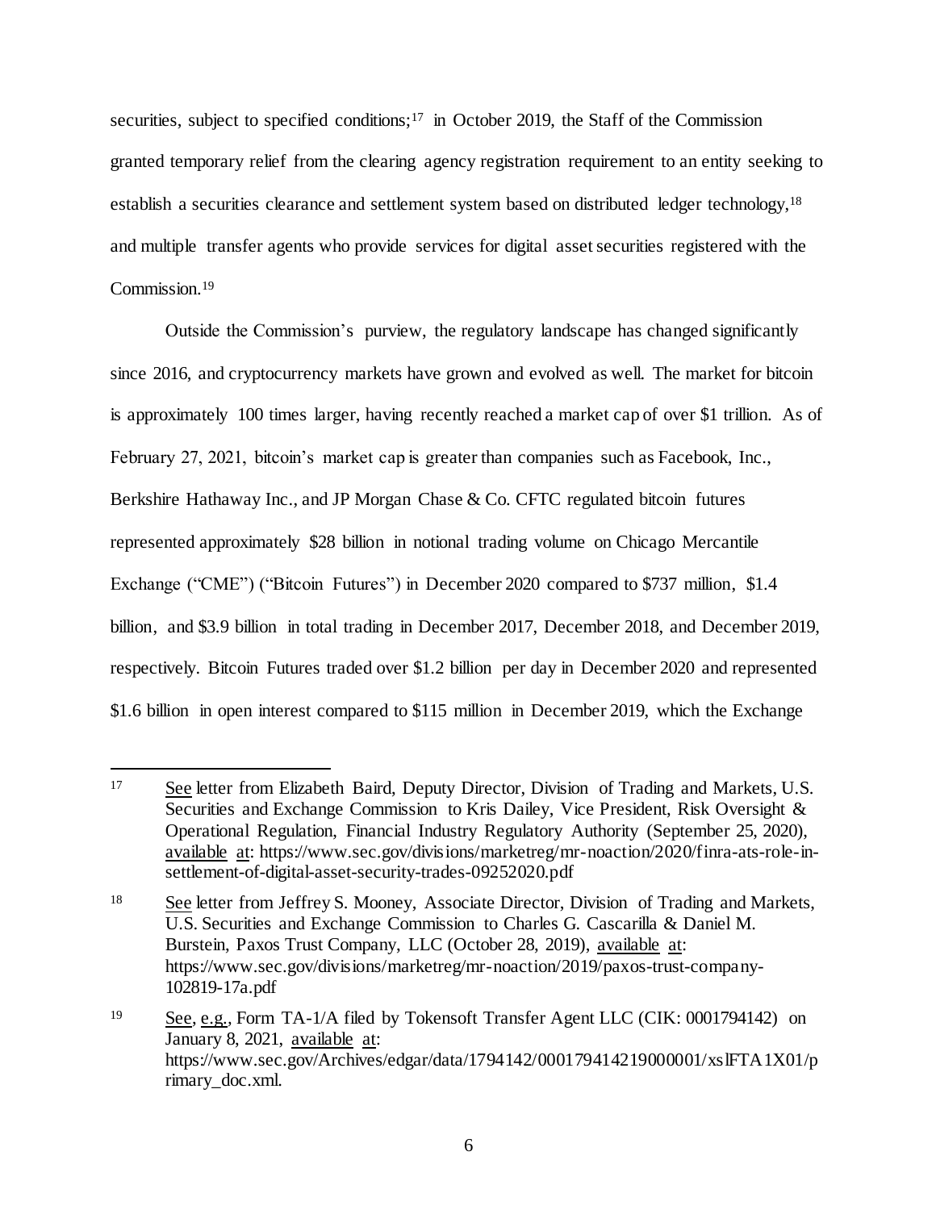securities, subject to specified conditions;[17] in October 2019, the Staff of the Commission granted temporary relief from the clearing agency registration requirement to an entity seeking to establish a securities clearance and settlement system based on distributed ledger technology,[18] and multiple transfer agents who provide services for digital asset securities registered with the Commission.[19]

Outside the Commission's purview, the regulatory landscape has changed significantly since 2016, and cryptocurrency markets have grown and evolved as well. The market for bitcoin is approximately 100 times larger, having recently reached a market cap of over $1 trillion. As of February 27, 2021, bitcoin's market cap is greater than companies such as Facebook, Inc., Berkshire Hathaway Inc., and JP Morgan Chase & Co. CFTC regulated bitcoin futures represented approximately $28 billion in notional trading volume on Chicago Mercantile Exchange ("CME") ("Bitcoin Futures") in December 2020 compared to $737 million, $1.4 billion, and $3.9 billion in total trading in December 2017, December 2018, and December 2019, respectively. Bitcoin Futures traded over $1.2 billion per day in December 2020 and represented $1.6 billion in open interest compared to $115 million in December 2019, which the Exchange

---

[17] See letter from Elizabeth Baird, Deputy Director, Division of Trading and Markets, U.S. Securities and Exchange Commission to Kris Dailey, Vice President, Risk Oversight & Operational Regulation, Financial Industry Regulatory Authority (September 25, 2020), available at: https://www.sec.gov/divisions/marketreg/mr-noaction/2020/finra-ats-role-in-settlement-of-digital-asset-security-trades-09252020.pdf

[18] See letter from Jeffrey S. Mooney, Associate Director, Division of Trading and Markets, U.S. Securities and Exchange Commission to Charles G. Cascarilla & Daniel M. Burstein, Paxos Trust Company, LLC (October 28, 2019), available at: https://www.sec.gov/divisions/marketreg/mr-noaction/2019/paxos-trust-company-102819-17a.pdf

[19] See, e.g., Form TA-1/A filed by Tokensoft Transfer Agent LLC (CIK: 0001794142) on January 8, 2021, available at: https://www.sec.gov/Archives/edgar/data/1794142/000179414219000001/xslFTA1X01/primary_doc.xml.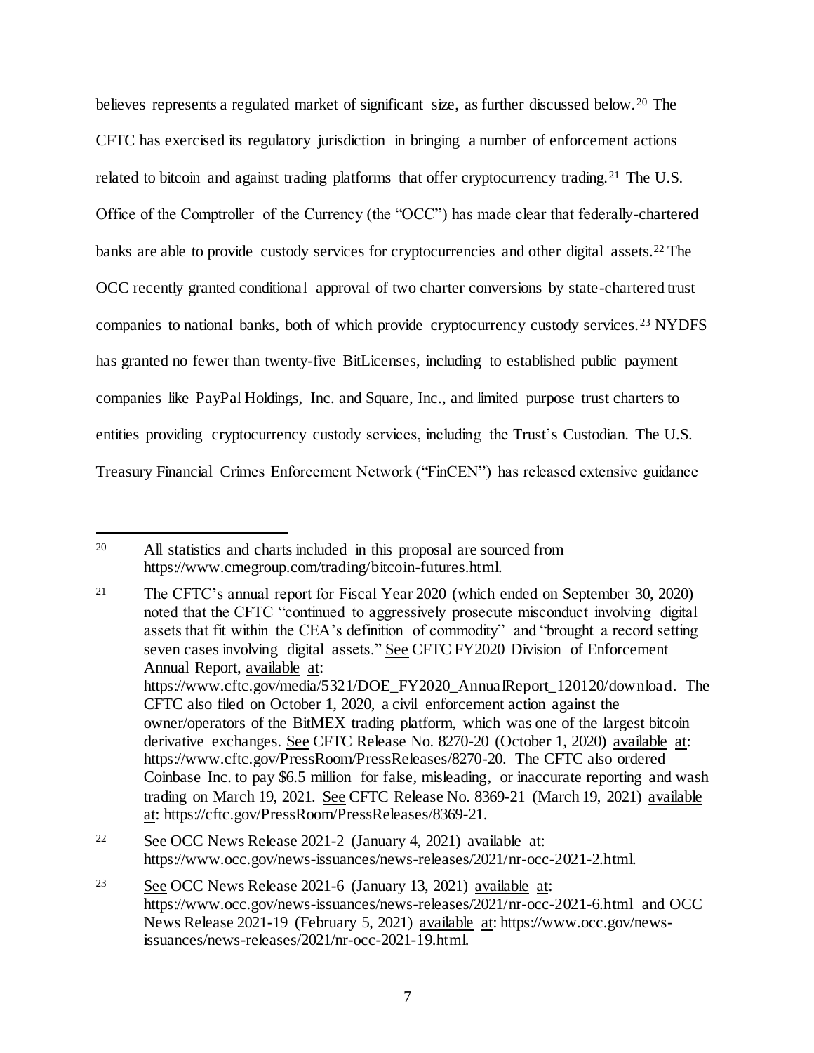believes represents a regulated market of significant size, as further discussed below.[20] The CFTC has exercised its regulatory jurisdiction in bringing a number of enforcement actions related to bitcoin and against trading platforms that offer cryptocurrency trading.[21] The U.S. Office of the Comptroller of the Currency (the "OCC") has made clear that federally-chartered banks are able to provide custody services for cryptocurrencies and other digital assets.[22] The OCC recently granted conditional approval of two charter conversions by state-chartered trust companies to national banks, both of which provide cryptocurrency custody services.[23] NYDFS has granted no fewer than twenty-five BitLicenses, including to established public payment companies like PayPal Holdings, Inc. and Square, Inc., and limited purpose trust charters to entities providing cryptocurrency custody services, including the Trust's Custodian. The U.S. Treasury Financial Crimes Enforcement Network ("FinCEN") has released extensive guidance

---

[20] All statistics and charts included in this proposal are sourced from https://www.cmegroup.com/trading/bitcoin-futures.html.

[21] The CFTC's annual report for Fiscal Year 2020 (which ended on September 30, 2020) noted that the CFTC "continued to aggressively prosecute misconduct involving digital assets that fit within the CEA's definition of commodity" and "brought a record setting seven cases involving digital assets." See CFTC FY2020 Division of Enforcement Annual Report, available at: https://www.cftc.gov/media/5321/DOE_FY2020_AnnualReport_120120/download. The CFTC also filed on October 1, 2020, a civil enforcement action against the owner/operators of the BitMEX trading platform, which was one of the largest bitcoin derivative exchanges. See CFTC Release No. 8270-20 (October 1, 2020) available at: https://www.cftc.gov/PressRoom/PressReleases/8270-20. The CFTC also ordered Coinbase Inc. to pay $6.5 million for false, misleading, or inaccurate reporting and wash trading on March 19, 2021. See CFTC Release No. 8369-21 (March 19, 2021) available at: https://cftc.gov/PressRoom/PressReleases/8369-21.

[22] See OCC News Release 2021-2 (January 4, 2021) available at: https://www.occ.gov/news-issuances/news-releases/2021/nr-occ-2021-2.html.

[23] See OCC News Release 2021-6 (January 13, 2021) available at: https://www.occ.gov/news-issuances/news-releases/2021/nr-occ-2021-6.html and OCC News Release 2021-19 (February 5, 2021) available at: https://www.occ.gov/news-issuances/news-releases/2021/nr-occ-2021-19.html.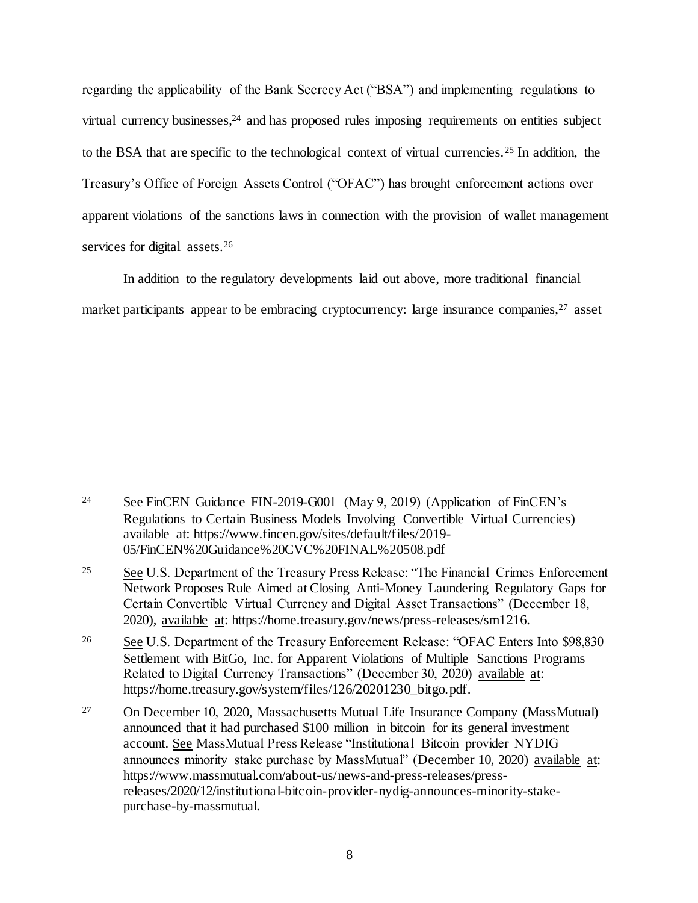regarding the applicability of the Bank Secrecy Act ("BSA") and implementing regulations to virtual currency businesses,[24] and has proposed rules imposing requirements on entities subject to the BSA that are specific to the technological context of virtual currencies.[25] In addition, the Treasury's Office of Foreign Assets Control ("OFAC") has brought enforcement actions over apparent violations of the sanctions laws in connection with the provision of wallet management services for digital assets.[26]

In addition to the regulatory developments laid out above, more traditional financial market participants appear to be embracing cryptocurrency: large insurance companies,[27] asset

---

[24] See FinCEN Guidance FIN-2019-G001 (May 9, 2019) (Application of FinCEN's Regulations to Certain Business Models Involving Convertible Virtual Currencies) available at: https://www.fincen.gov/sites/default/files/2019-05/FinCEN%20Guidance%20CVC%20FINAL%20508.pdf

[25] See U.S. Department of the Treasury Press Release: "The Financial Crimes Enforcement Network Proposes Rule Aimed at Closing Anti-Money Laundering Regulatory Gaps for Certain Convertible Virtual Currency and Digital Asset Transactions" (December 18, 2020), available at: https://home.treasury.gov/news/press-releases/sm1216.

[26] See U.S. Department of the Treasury Enforcement Release: "OFAC Enters Into $98,830 Settlement with BitGo, Inc. for Apparent Violations of Multiple Sanctions Programs Related to Digital Currency Transactions" (December 30, 2020) available at: https://home.treasury.gov/system/files/126/20201230_bitgo.pdf.

[27] On December 10, 2020, Massachusetts Mutual Life Insurance Company (MassMutual) announced that it had purchased $100 million in bitcoin for its general investment account. See MassMutual Press Release "Institutional Bitcoin provider NYDIG announces minority stake purchase by MassMutual" (December 10, 2020) available at: https://www.massmutual.com/about-us/news-and-press-releases/press-releases/2020/12/institutional-bitcoin-provider-nydig-announces-minority-stake-purchase-by-massmutual.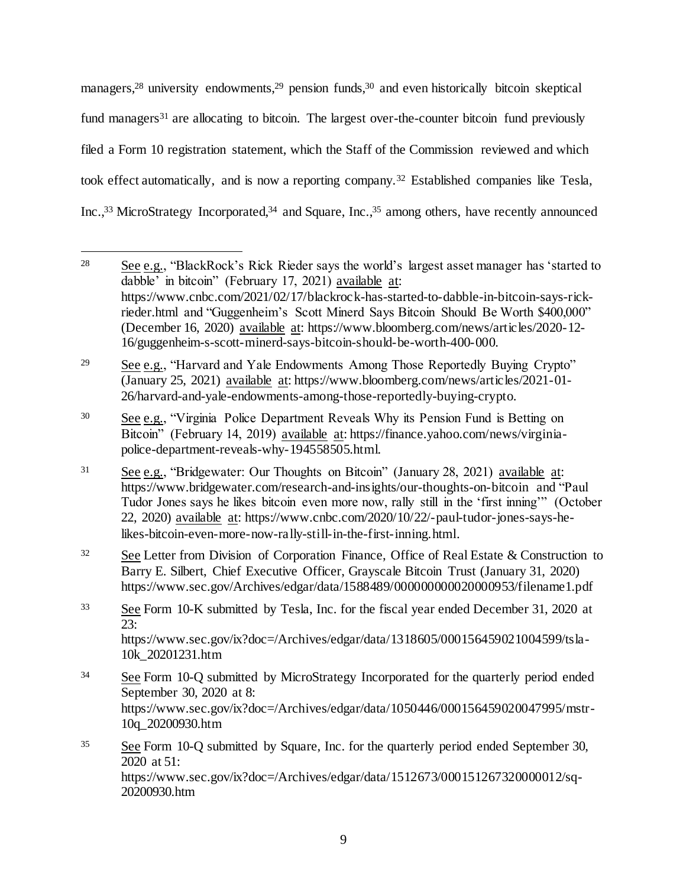managers,[28] university endowments,[29] pension funds,[30] and even historically bitcoin skeptical fund managers[31] are allocating to bitcoin. The largest over-the-counter bitcoin fund previously filed a Form 10 registration statement, which the Staff of the Commission reviewed and which took effect automatically, and is now a reporting company.[32] Established companies like Tesla, Inc.,[33] MicroStrategy Incorporated,[34] and Square, Inc.,[35] among others, have recently announced

---

[28] See e.g., "BlackRock's Rick Rieder says the world's largest asset manager has 'started to dabble' in bitcoin" (February 17, 2021) available at: https://www.cnbc.com/2021/02/17/blackrock-has-started-to-dabble-in-bitcoin-says-rick-rieder.html and "Guggenheim's Scott Minerd Says Bitcoin Should Be Worth $400,000" (December 16, 2020) available at: https://www.bloomberg.com/news/articles/2020-12-16/guggenheim-s-scott-minerd-says-bitcoin-should-be-worth-400-000.

[29] See e.g., "Harvard and Yale Endowments Among Those Reportedly Buying Crypto" (January 25, 2021) available at: https://www.bloomberg.com/news/articles/2021-01-26/harvard-and-yale-endowments-among-those-reportedly-buying-crypto.

[30] See e.g., "Virginia Police Department Reveals Why its Pension Fund is Betting on Bitcoin" (February 14, 2019) available at: https://finance.yahoo.com/news/virginia-police-department-reveals-why-194558505.html.

[31] See e.g., "Bridgewater: Our Thoughts on Bitcoin" (January 28, 2021) available at: https://www.bridgewater.com/research-and-insights/our-thoughts-on-bitcoin and "Paul Tudor Jones says he likes bitcoin even more now, rally still in the 'first inning'" (October 22, 2020) available at: https://www.cnbc.com/2020/10/22/-paul-tudor-jones-says-he-likes-bitcoin-even-more-now-rally-still-in-the-first-inning.html.

[32] See Letter from Division of Corporation Finance, Office of Real Estate & Construction to Barry E. Silbert, Chief Executive Officer, Grayscale Bitcoin Trust (January 31, 2020) https://www.sec.gov/Archives/edgar/data/1588489/000000000020000953/filename1.pdf

[33] See Form 10-K submitted by Tesla, Inc. for the fiscal year ended December 31, 2020 at 23: https://www.sec.gov/ix?doc=/Archives/edgar/data/1318605/000156459021004599/tsla-10k_20201231.htm

[34] See Form 10-Q submitted by MicroStrategy Incorporated for the quarterly period ended September 30, 2020 at 8: https://www.sec.gov/ix?doc=/Archives/edgar/data/1050446/000156459020047995/mstr-10q_20200930.htm

[35] See Form 10-Q submitted by Square, Inc. for the quarterly period ended September 30, 2020 at 51: https://www.sec.gov/ix?doc=/Archives/edgar/data/1512673/000151267320000012/sq-20200930.htm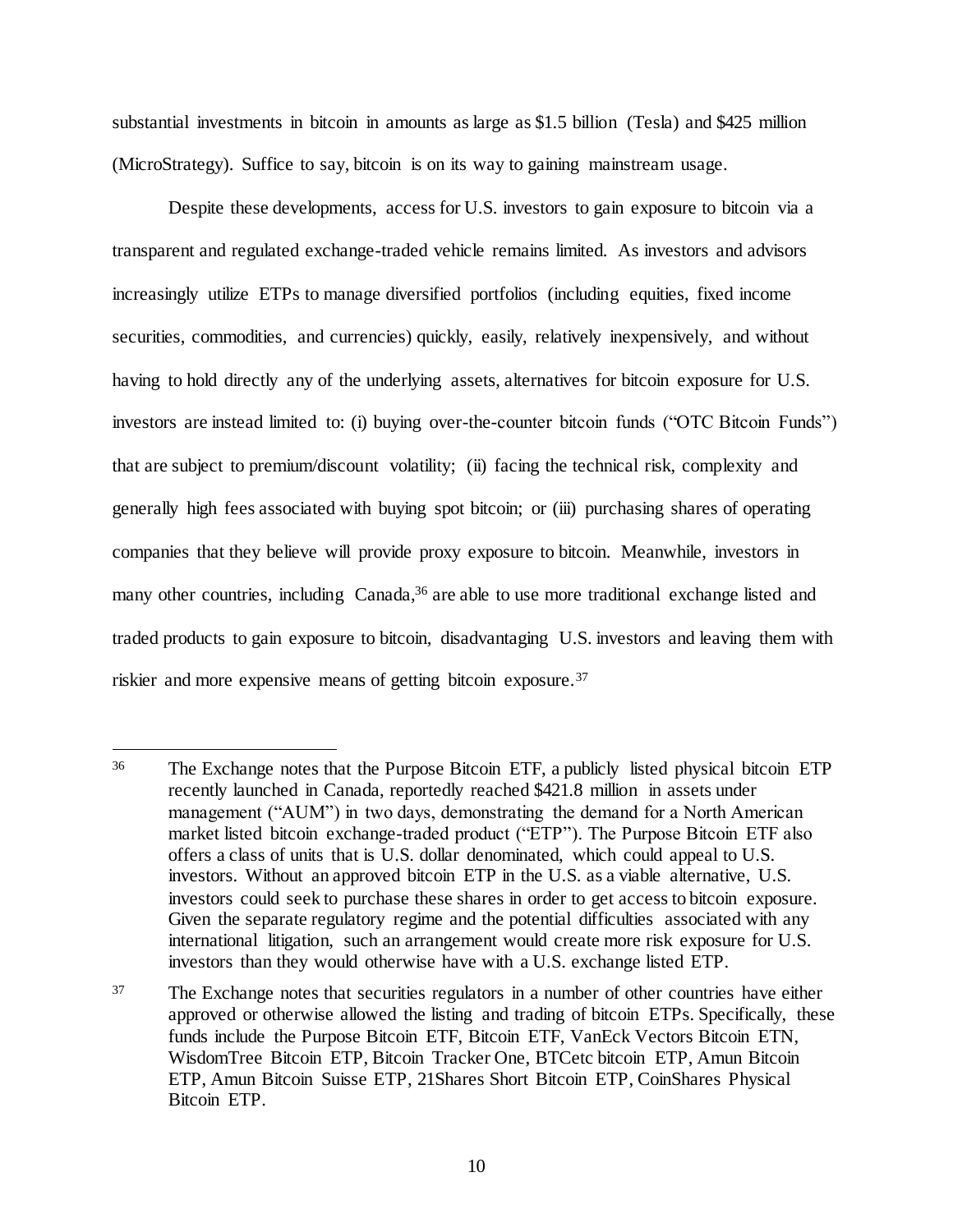substantial investments in bitcoin in amounts as large as $1.5 billion (Tesla) and $425 million (MicroStrategy). Suffice to say, bitcoin is on its way to gaining mainstream usage.

Despite these developments, access for U.S. investors to gain exposure to bitcoin via a transparent and regulated exchange-traded vehicle remains limited. As investors and advisors increasingly utilize ETPs to manage diversified portfolios (including equities, fixed income securities, commodities, and currencies) quickly, easily, relatively inexpensively, and without having to hold directly any of the underlying assets, alternatives for bitcoin exposure for U.S. investors are instead limited to: (i) buying over-the-counter bitcoin funds ("OTC Bitcoin Funds") that are subject to premium/discount volatility; (ii) facing the technical risk, complexity and generally high fees associated with buying spot bitcoin; or (iii) purchasing shares of operating companies that they believe will provide proxy exposure to bitcoin. Meanwhile, investors in many other countries, including Canada,[36] are able to use more traditional exchange listed and traded products to gain exposure to bitcoin, disadvantaging U.S. investors and leaving them with riskier and more expensive means of getting bitcoin exposure.[37]

---

[36] The Exchange notes that the Purpose Bitcoin ETF, a publicly listed physical bitcoin ETP recently launched in Canada, reportedly reached $421.8 million in assets under management ("AUM") in two days, demonstrating the demand for a North American market listed bitcoin exchange-traded product ("ETP"). The Purpose Bitcoin ETF also offers a class of units that is U.S. dollar denominated, which could appeal to U.S. investors. Without an approved bitcoin ETP in the U.S. as a viable alternative, U.S. investors could seek to purchase these shares in order to get access to bitcoin exposure. Given the separate regulatory regime and the potential difficulties associated with any international litigation, such an arrangement would create more risk exposure for U.S. investors than they would otherwise have with a U.S. exchange listed ETP.

[37] The Exchange notes that securities regulators in a number of other countries have either approved or otherwise allowed the listing and trading of bitcoin ETPs. Specifically, these funds include the Purpose Bitcoin ETF, Bitcoin ETF, VanEck Vectors Bitcoin ETN, WisdomTree Bitcoin ETP, Bitcoin Tracker One, BTCetc bitcoin ETP, Amun Bitcoin ETP, Amun Bitcoin Suisse ETP, 21Shares Short Bitcoin ETP, CoinShares Physical Bitcoin ETP.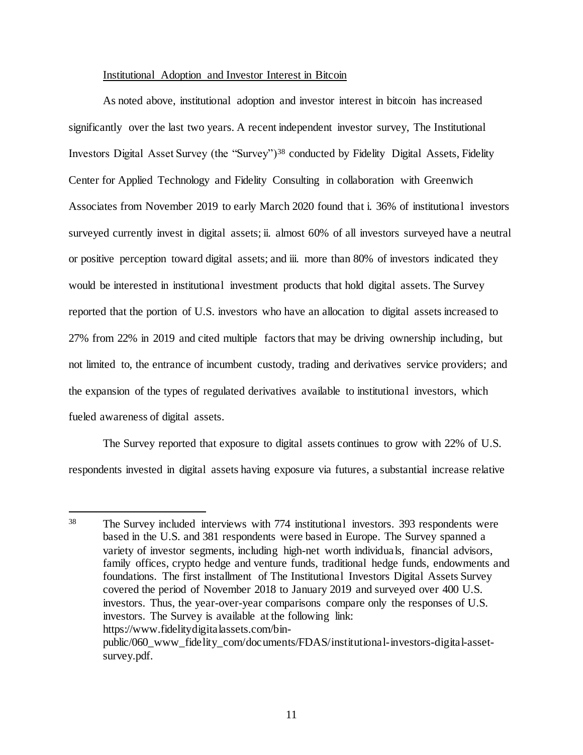Institutional Adoption and Investor Interest in Bitcoin

As noted above, institutional adoption and investor interest in bitcoin has increased significantly over the last two years. A recent independent investor survey, The Institutional Investors Digital Asset Survey (the "Survey")[38] conducted by Fidelity Digital Assets, Fidelity Center for Applied Technology and Fidelity Consulting in collaboration with Greenwich Associates from November 2019 to early March 2020 found that i. 36% of institutional investors surveyed currently invest in digital assets; ii. almost 60% of all investors surveyed have a neutral or positive perception toward digital assets; and iii. more than 80% of investors indicated they would be interested in institutional investment products that hold digital assets. The Survey reported that the portion of U.S. investors who have an allocation to digital assets increased to 27% from 22% in 2019 and cited multiple factors that may be driving ownership including, but not limited to, the entrance of incumbent custody, trading and derivatives service providers; and the expansion of the types of regulated derivatives available to institutional investors, which fueled awareness of digital assets.

The Survey reported that exposure to digital assets continues to grow with 22% of U.S. respondents invested in digital assets having exposure via futures, a substantial increase relative

---

[38] The Survey included interviews with 774 institutional investors. 393 respondents were based in the U.S. and 381 respondents were based in Europe. The Survey spanned a variety of investor segments, including high-net worth individuals, financial advisors, family offices, crypto hedge and venture funds, traditional hedge funds, endowments and foundations. The first installment of The Institutional Investors Digital Assets Survey covered the period of November 2018 to January 2019 and surveyed over 400 U.S. investors. Thus, the year-over-year comparisons compare only the responses of U.S. investors. The Survey is available at the following link: https://www.fidelitydigitalassets.com/bin-public/060_www_fidelity_com/documents/FDAS/institutional-investors-digital-asset-survey.pdf.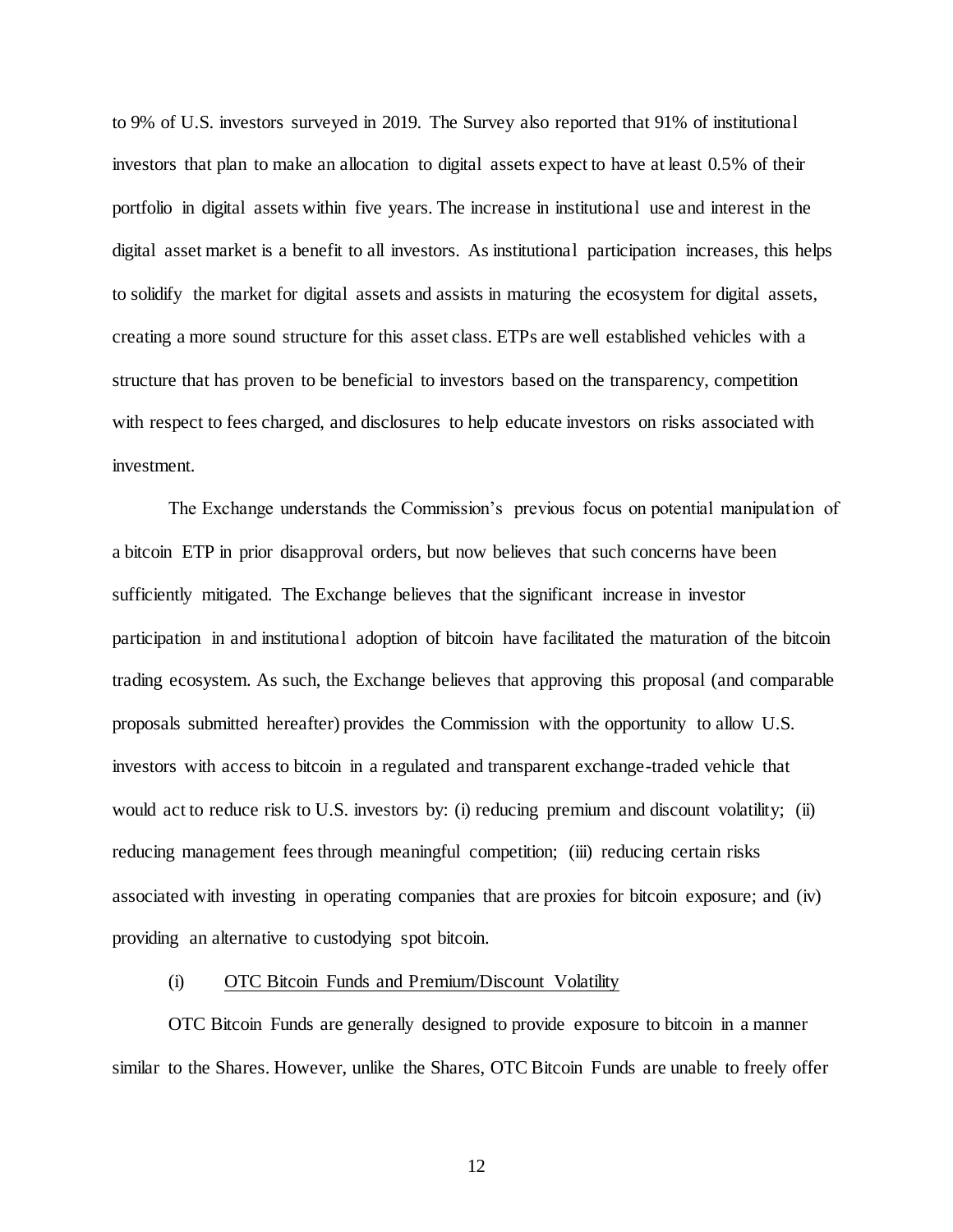to 9% of U.S. investors surveyed in 2019. The Survey also reported that 91% of institutional investors that plan to make an allocation to digital assets expect to have at least 0.5% of their portfolio in digital assets within five years. The increase in institutional use and interest in the digital asset market is a benefit to all investors. As institutional participation increases, this helps to solidify the market for digital assets and assists in maturing the ecosystem for digital assets, creating a more sound structure for this asset class. ETPs are well established vehicles with a structure that has proven to be beneficial to investors based on the transparency, competition with respect to fees charged, and disclosures to help educate investors on risks associated with investment.

The Exchange understands the Commission's previous focus on potential manipulation of a bitcoin ETP in prior disapproval orders, but now believes that such concerns have been sufficiently mitigated. The Exchange believes that the significant increase in investor participation in and institutional adoption of bitcoin have facilitated the maturation of the bitcoin trading ecosystem. As such, the Exchange believes that approving this proposal (and comparable proposals submitted hereafter) provides the Commission with the opportunity to allow U.S. investors with access to bitcoin in a regulated and transparent exchange-traded vehicle that would act to reduce risk to U.S. investors by: (i) reducing premium and discount volatility; (ii) reducing management fees through meaningful competition; (iii) reducing certain risks associated with investing in operating companies that are proxies for bitcoin exposure; and (iv) providing an alternative to custodying spot bitcoin.

(i) <u>OTC Bitcoin Funds and Premium/Discount Volatility</u>

OTC Bitcoin Funds are generally designed to provide exposure to bitcoin in a manner similar to the Shares. However, unlike the Shares, OTC Bitcoin Funds are unable to freely offer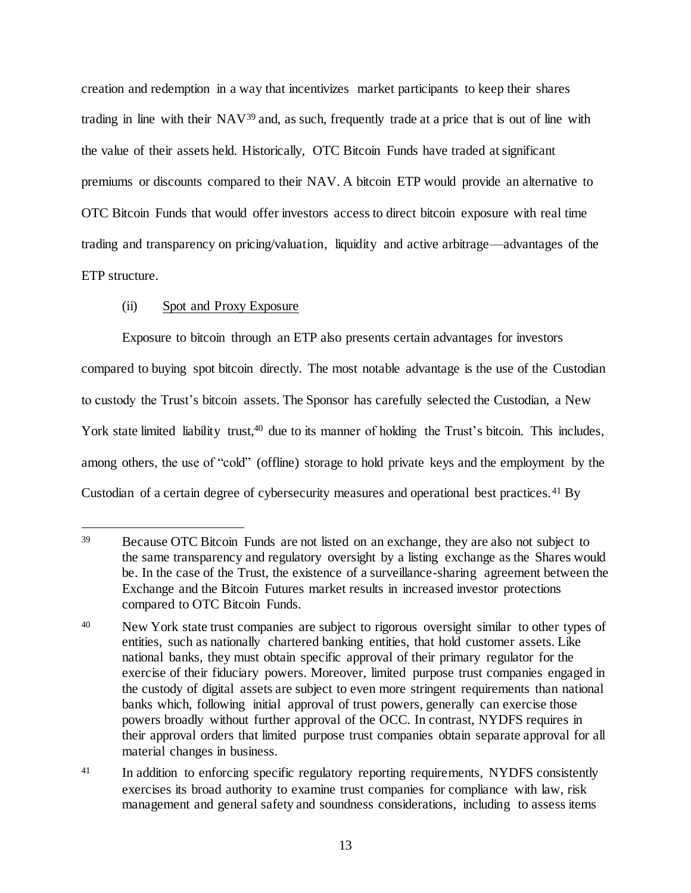creation and redemption in a way that incentivizes market participants to keep their shares trading in line with their NAV[39] and, as such, frequently trade at a price that is out of line with the value of their assets held. Historically, OTC Bitcoin Funds have traded at significant premiums or discounts compared to their NAV. A bitcoin ETP would provide an alternative to OTC Bitcoin Funds that would offer investors access to direct bitcoin exposure with real time trading and transparency on pricing/valuation, liquidity and active arbitrage—advantages of the ETP structure.

(ii) Spot and Proxy Exposure

Exposure to bitcoin through an ETP also presents certain advantages for investors compared to buying spot bitcoin directly. The most notable advantage is the use of the Custodian to custody the Trust's bitcoin assets. The Sponsor has carefully selected the Custodian, a New York state limited liability trust,[40] due to its manner of holding the Trust's bitcoin. This includes, among others, the use of "cold" (offline) storage to hold private keys and the employment by the Custodian of a certain degree of cybersecurity measures and operational best practices.[41] By

---

[39] Because OTC Bitcoin Funds are not listed on an exchange, they are also not subject to the same transparency and regulatory oversight by a listing exchange as the Shares would be. In the case of the Trust, the existence of a surveillance-sharing agreement between the Exchange and the Bitcoin Futures market results in increased investor protections compared to OTC Bitcoin Funds.

[40] New York state trust companies are subject to rigorous oversight similar to other types of entities, such as nationally chartered banking entities, that hold customer assets. Like national banks, they must obtain specific approval of their primary regulator for the exercise of their fiduciary powers. Moreover, limited purpose trust companies engaged in the custody of digital assets are subject to even more stringent requirements than national banks which, following initial approval of trust powers, generally can exercise those powers broadly without further approval of the OCC. In contrast, NYDFS requires in their approval orders that limited purpose trust companies obtain separate approval for all material changes in business.

[41] In addition to enforcing specific regulatory reporting requirements, NYDFS consistently exercises its broad authority to examine trust companies for compliance with law, risk management and general safety and soundness considerations, including to assess items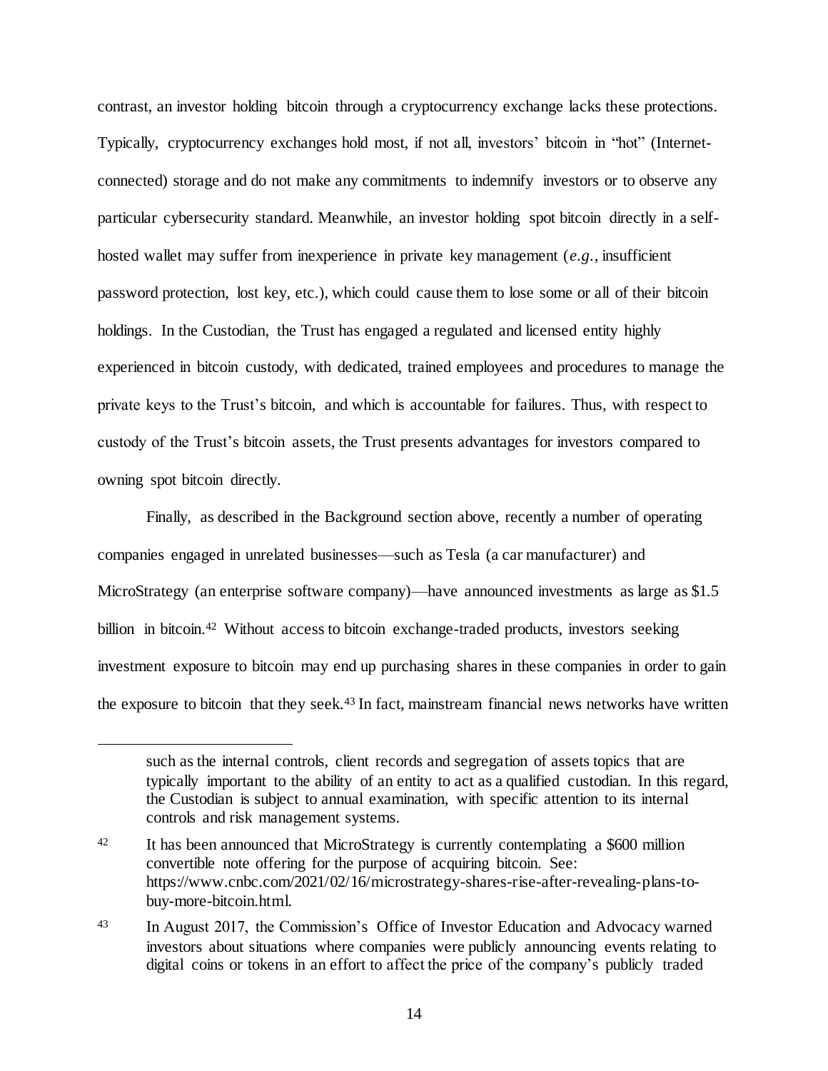contrast, an investor holding bitcoin through a cryptocurrency exchange lacks these protections. Typically, cryptocurrency exchanges hold most, if not all, investors' bitcoin in "hot" (Internet-connected) storage and do not make any commitments to indemnify investors or to observe any particular cybersecurity standard. Meanwhile, an investor holding spot bitcoin directly in a self-hosted wallet may suffer from inexperience in private key management (*e.g.*, insufficient password protection, lost key, etc.), which could cause them to lose some or all of their bitcoin holdings. In the Custodian, the Trust has engaged a regulated and licensed entity highly experienced in bitcoin custody, with dedicated, trained employees and procedures to manage the private keys to the Trust's bitcoin, and which is accountable for failures. Thus, with respect to custody of the Trust's bitcoin assets, the Trust presents advantages for investors compared to owning spot bitcoin directly.

Finally, as described in the Background section above, recently a number of operating companies engaged in unrelated businesses—such as Tesla (a car manufacturer) and MicroStrategy (an enterprise software company)—have announced investments as large as $1.5 billion in bitcoin.[42] Without access to bitcoin exchange-traded products, investors seeking investment exposure to bitcoin may end up purchasing shares in these companies in order to gain the exposure to bitcoin that they seek.[43] In fact, mainstream financial news networks have written

---

such as the internal controls, client records and segregation of assets topics that are typically important to the ability of an entity to act as a qualified custodian. In this regard, the Custodian is subject to annual examination, with specific attention to its internal controls and risk management systems.

[42] It has been announced that MicroStrategy is currently contemplating a $600 million convertible note offering for the purpose of acquiring bitcoin. See: https://www.cnbc.com/2021/02/16/microstrategy-shares-rise-after-revealing-plans-to-buy-more-bitcoin.html.

[43] In August 2017, the Commission's Office of Investor Education and Advocacy warned investors about situations where companies were publicly announcing events relating to digital coins or tokens in an effort to affect the price of the company's publicly traded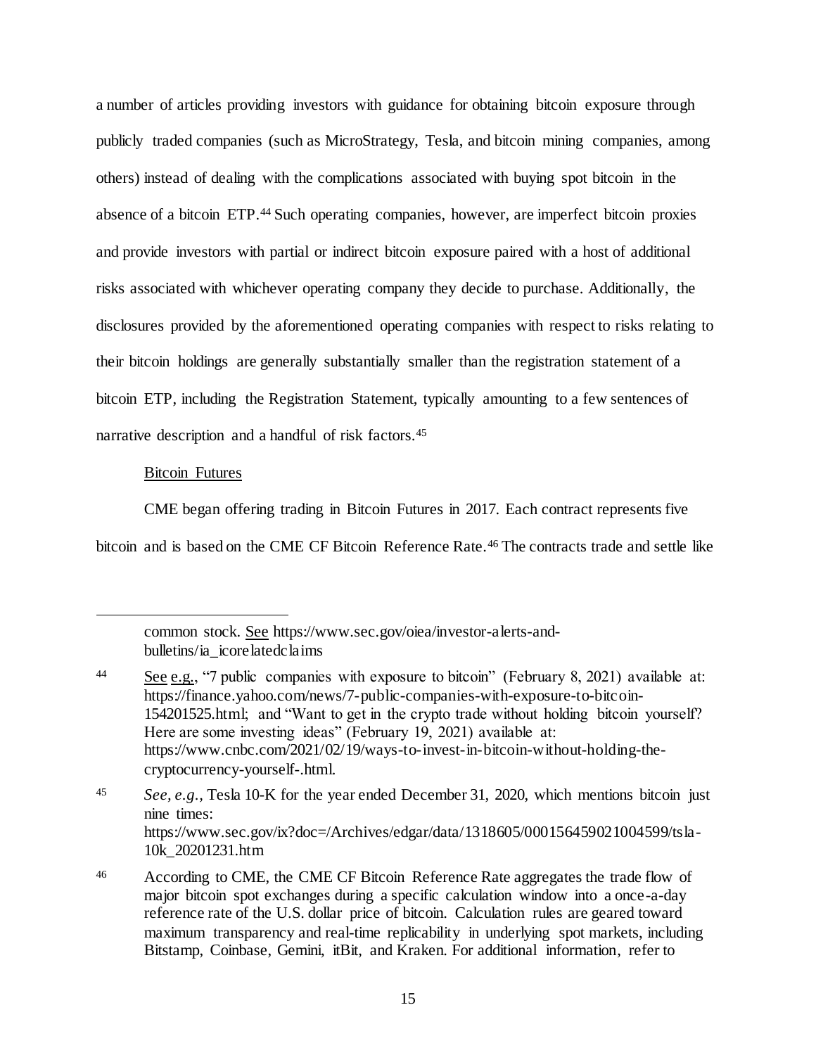a number of articles providing investors with guidance for obtaining bitcoin exposure through publicly traded companies (such as MicroStrategy, Tesla, and bitcoin mining companies, among others) instead of dealing with the complications associated with buying spot bitcoin in the absence of a bitcoin ETP.[44] Such operating companies, however, are imperfect bitcoin proxies and provide investors with partial or indirect bitcoin exposure paired with a host of additional risks associated with whichever operating company they decide to purchase. Additionally, the disclosures provided by the aforementioned operating companies with respect to risks relating to their bitcoin holdings are generally substantially smaller than the registration statement of a bitcoin ETP, including the Registration Statement, typically amounting to a few sentences of narrative description and a handful of risk factors.[45]

Bitcoin Futures

CME began offering trading in Bitcoin Futures in 2017. Each contract represents five bitcoin and is based on the CME CF Bitcoin Reference Rate.[46] The contracts trade and settle like

---

common stock. See https://www.sec.gov/oiea/investor-alerts-and-bulletins/ia_icorelatedclaims

[44] See e.g., "7 public companies with exposure to bitcoin" (February 8, 2021) available at: https://finance.yahoo.com/news/7-public-companies-with-exposure-to-bitcoin-154201525.html; and "Want to get in the crypto trade without holding bitcoin yourself? Here are some investing ideas" (February 19, 2021) available at: https://www.cnbc.com/2021/02/19/ways-to-invest-in-bitcoin-without-holding-the-cryptocurrency-yourself-.html.

[45] *See, e.g.*, Tesla 10-K for the year ended December 31, 2020, which mentions bitcoin just nine times: https://www.sec.gov/ix?doc=/Archives/edgar/data/1318605/000156459021004599/tsla-10k_20201231.htm

[46] According to CME, the CME CF Bitcoin Reference Rate aggregates the trade flow of major bitcoin spot exchanges during a specific calculation window into a once-a-day reference rate of the U.S. dollar price of bitcoin. Calculation rules are geared toward maximum transparency and real-time replicability in underlying spot markets, including Bitstamp, Coinbase, Gemini, itBit, and Kraken. For additional information, refer to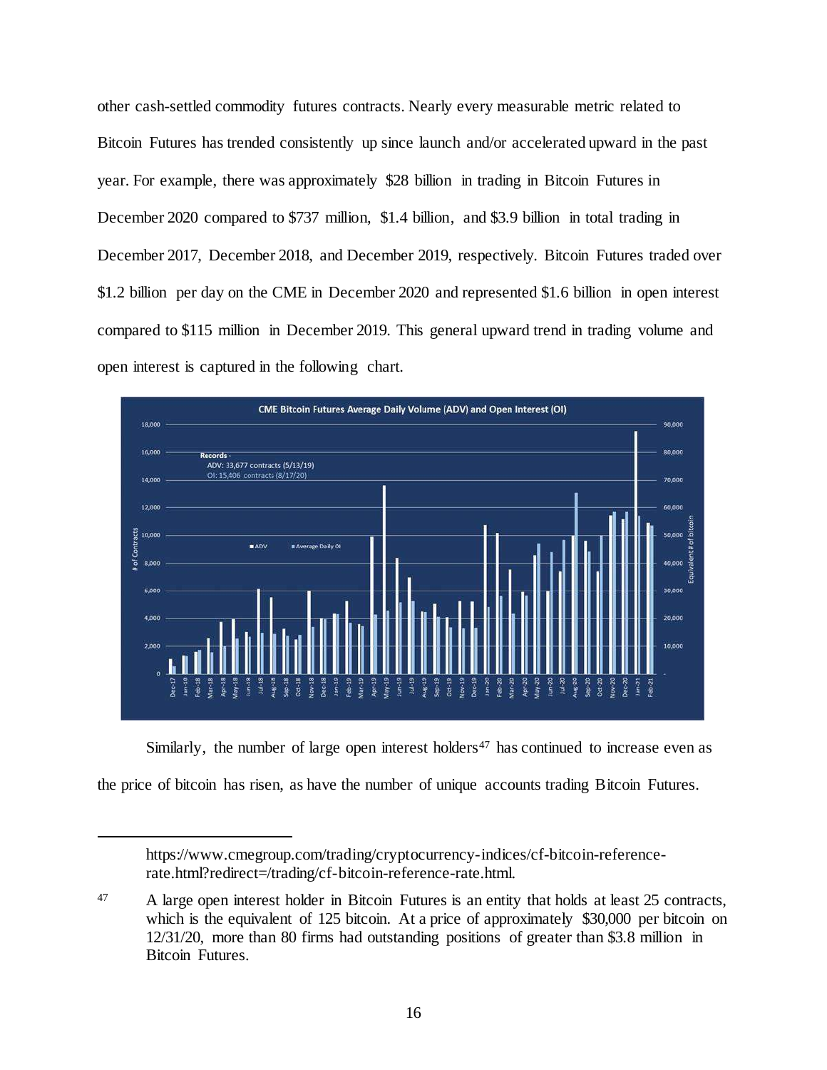other cash-settled commodity futures contracts. Nearly every measurable metric related to Bitcoin Futures has trended consistently up since launch and/or accelerated upward in the past year. For example, there was approximately $28 billion in trading in Bitcoin Futures in December 2020 compared to $737 million, $1.4 billion, and $3.9 billion in total trading in December 2017, December 2018, and December 2019, respectively. Bitcoin Futures traded over $1.2 billion per day on the CME in December 2020 and represented $1.6 billion in open interest compared to $115 million in December 2019. This general upward trend in trading volume and open interest is captured in the following chart.

Similarly, the number of large open interest holders[47] has continued to increase even as the price of bitcoin has risen, as have the number of unique accounts trading Bitcoin Futures.

---

https://www.cmegroup.com/trading/cryptocurrency-indices/cf-bitcoin-reference-rate.html?redirect=/trading/cf-bitcoin-reference-rate.html.

[47] A large open interest holder in Bitcoin Futures is an entity that holds at least 25 contracts, which is the equivalent of 125 bitcoin. At a price of approximately $30,000 per bitcoin on 12/31/20, more than 80 firms had outstanding positions of greater than $3.8 million in Bitcoin Futures.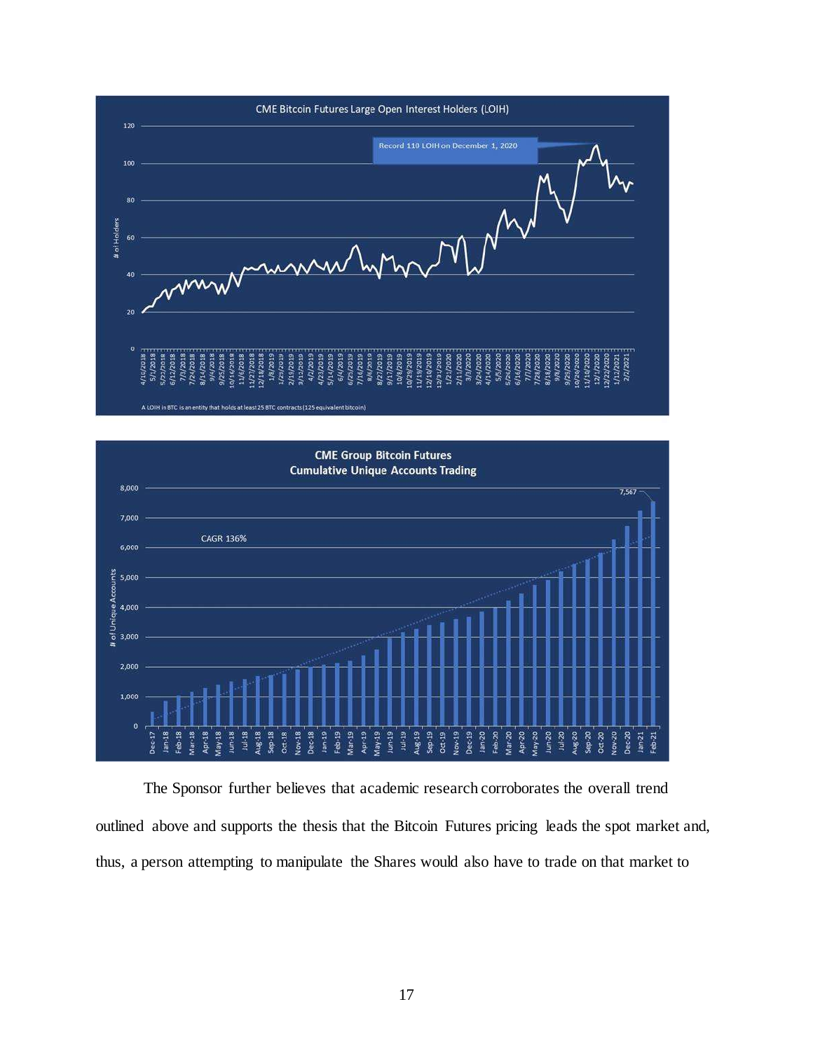CME Bitcoin Futures Large Open Interest Holders (LOIH)

Record 110 LOIH on December 1, 2020

A LOIH in BTC is an entity that holds at least 25 BTC contracts (125 equivalent bitcoin)

CME Group Bitcoin Futures
Cumulative Unique Accounts Trading

CAGR 136%

7,567

The Sponsor further believes that academic research corroborates the overall trend outlined above and supports the thesis that the Bitcoin Futures pricing leads the spot market and, thus, a person attempting to manipulate the Shares would also have to trade on that market to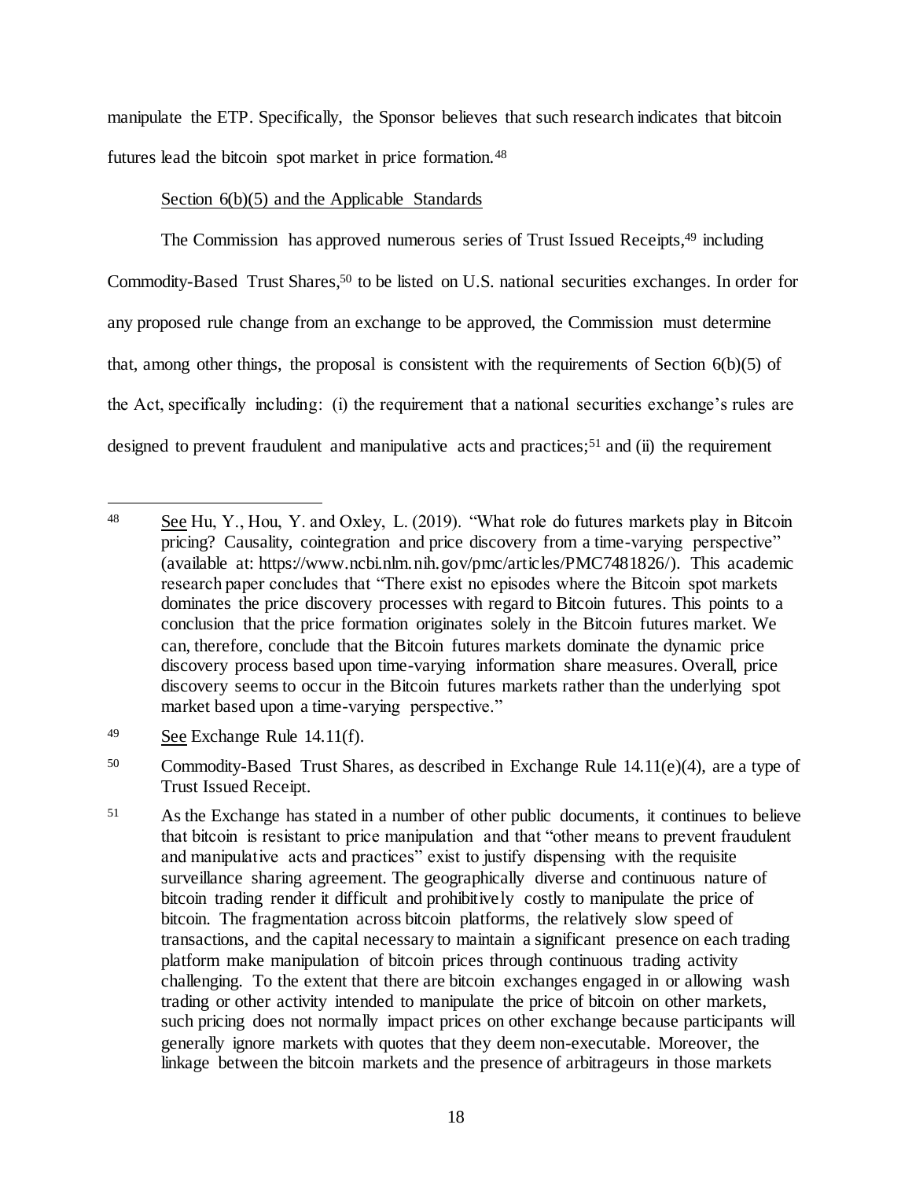manipulate the ETP. Specifically, the Sponsor believes that such research indicates that bitcoin futures lead the bitcoin spot market in price formation.[48]

Section 6(b)(5) and the Applicable Standards

The Commission has approved numerous series of Trust Issued Receipts,[49] including Commodity-Based Trust Shares,[50] to be listed on U.S. national securities exchanges. In order for any proposed rule change from an exchange to be approved, the Commission must determine that, among other things, the proposal is consistent with the requirements of Section 6(b)(5) of the Act, specifically including: (i) the requirement that a national securities exchange's rules are designed to prevent fraudulent and manipulative acts and practices;[51] and (ii) the requirement

---

[48] See Hu, Y., Hou, Y. and Oxley, L. (2019). "What role do futures markets play in Bitcoin pricing? Causality, cointegration and price discovery from a time-varying perspective" (available at: https://www.ncbi.nlm.nih.gov/pmc/articles/PMC7481826/). This academic research paper concludes that "There exist no episodes where the Bitcoin spot markets dominates the price discovery processes with regard to Bitcoin futures. This points to a conclusion that the price formation originates solely in the Bitcoin futures market. We can, therefore, conclude that the Bitcoin futures markets dominate the dynamic price discovery process based upon time-varying information share measures. Overall, price discovery seems to occur in the Bitcoin futures markets rather than the underlying spot market based upon a time-varying perspective."

[49] See Exchange Rule 14.11(f).

[50] Commodity-Based Trust Shares, as described in Exchange Rule 14.11(e)(4), are a type of Trust Issued Receipt.

[51] As the Exchange has stated in a number of other public documents, it continues to believe that bitcoin is resistant to price manipulation and that "other means to prevent fraudulent and manipulative acts and practices" exist to justify dispensing with the requisite surveillance sharing agreement. The geographically diverse and continuous nature of bitcoin trading render it difficult and prohibitively costly to manipulate the price of bitcoin. The fragmentation across bitcoin platforms, the relatively slow speed of transactions, and the capital necessary to maintain a significant presence on each trading platform make manipulation of bitcoin prices through continuous trading activity challenging. To the extent that there are bitcoin exchanges engaged in or allowing wash trading or other activity intended to manipulate the price of bitcoin on other markets, such pricing does not normally impact prices on other exchange because participants will generally ignore markets with quotes that they deem non-executable. Moreover, the linkage between the bitcoin markets and the presence of arbitrageurs in those markets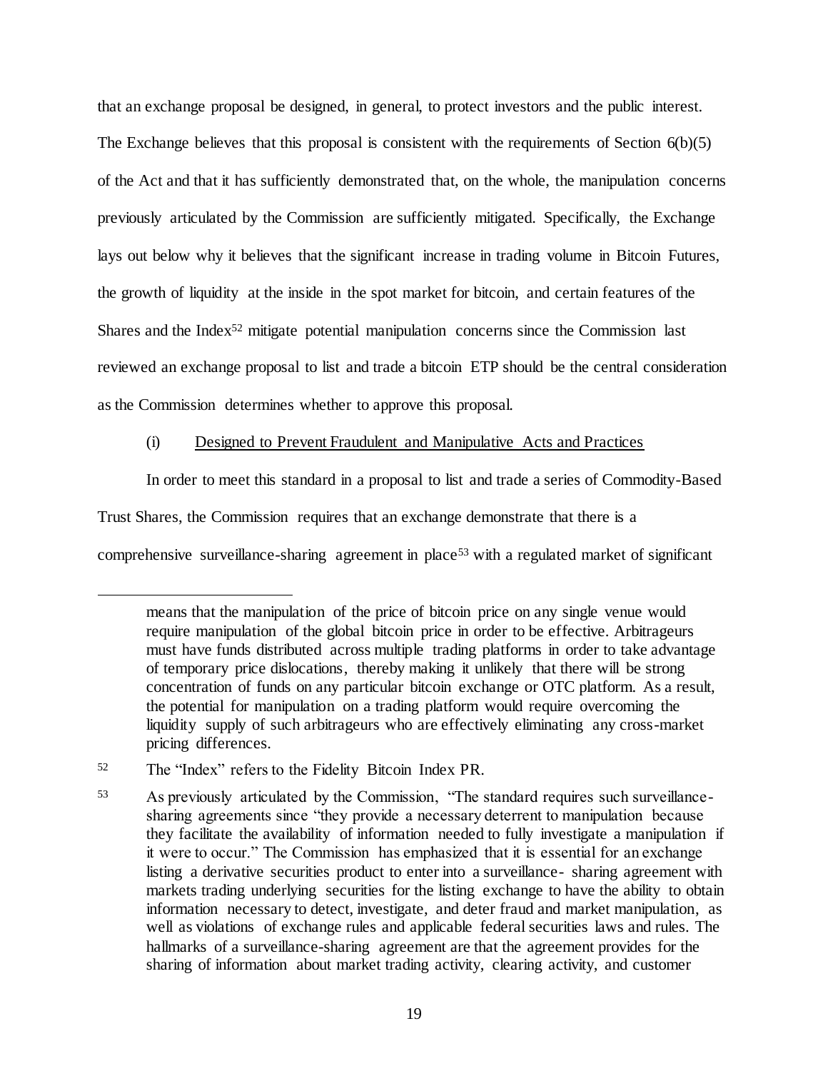that an exchange proposal be designed, in general, to protect investors and the public interest. The Exchange believes that this proposal is consistent with the requirements of Section 6(b)(5) of the Act and that it has sufficiently demonstrated that, on the whole, the manipulation concerns previously articulated by the Commission are sufficiently mitigated. Specifically, the Exchange lays out below why it believes that the significant increase in trading volume in Bitcoin Futures, the growth of liquidity at the inside in the spot market for bitcoin, and certain features of the Shares and the Index[52] mitigate potential manipulation concerns since the Commission last reviewed an exchange proposal to list and trade a bitcoin ETP should be the central consideration as the Commission determines whether to approve this proposal.

(i) Designed to Prevent Fraudulent and Manipulative Acts and Practices

In order to meet this standard in a proposal to list and trade a series of Commodity-Based Trust Shares, the Commission requires that an exchange demonstrate that there is a comprehensive surveillance-sharing agreement in place[53] with a regulated market of significant

---

means that the manipulation of the price of bitcoin price on any single venue would require manipulation of the global bitcoin price in order to be effective. Arbitrageurs must have funds distributed across multiple trading platforms in order to take advantage of temporary price dislocations, thereby making it unlikely that there will be strong concentration of funds on any particular bitcoin exchange or OTC platform. As a result, the potential for manipulation on a trading platform would require overcoming the liquidity supply of such arbitrageurs who are effectively eliminating any cross-market pricing differences.

[52] The "Index" refers to the Fidelity Bitcoin Index PR.

[53] As previously articulated by the Commission, "The standard requires such surveillance-sharing agreements since "they provide a necessary deterrent to manipulation because they facilitate the availability of information needed to fully investigate a manipulation if it were to occur." The Commission has emphasized that it is essential for an exchange listing a derivative securities product to enter into a surveillance- sharing agreement with markets trading underlying securities for the listing exchange to have the ability to obtain information necessary to detect, investigate, and deter fraud and market manipulation, as well as violations of exchange rules and applicable federal securities laws and rules. The hallmarks of a surveillance-sharing agreement are that the agreement provides for the sharing of information about market trading activity, clearing activity, and customer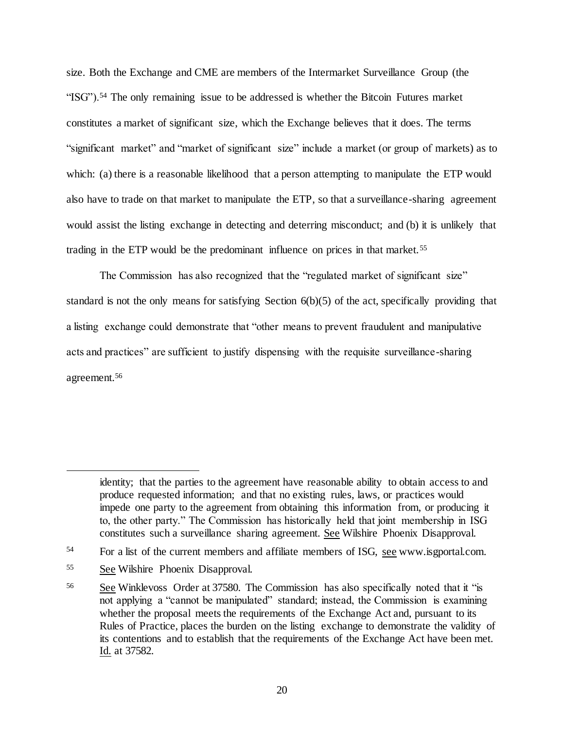size. Both the Exchange and CME are members of the Intermarket Surveillance Group (the "ISG").[54] The only remaining issue to be addressed is whether the Bitcoin Futures market constitutes a market of significant size, which the Exchange believes that it does. The terms "significant market" and "market of significant size" include a market (or group of markets) as to which: (a) there is a reasonable likelihood that a person attempting to manipulate the ETP would also have to trade on that market to manipulate the ETP, so that a surveillance-sharing agreement would assist the listing exchange in detecting and deterring misconduct; and (b) it is unlikely that trading in the ETP would be the predominant influence on prices in that market.[55]

The Commission has also recognized that the "regulated market of significant size" standard is not the only means for satisfying Section 6(b)(5) of the act, specifically providing that a listing exchange could demonstrate that "other means to prevent fraudulent and manipulative acts and practices" are sufficient to justify dispensing with the requisite surveillance-sharing agreement.[56]

---

identity; that the parties to the agreement have reasonable ability to obtain access to and produce requested information; and that no existing rules, laws, or practices would impede one party to the agreement from obtaining this information from, or producing it to, the other party." The Commission has historically held that joint membership in ISG constitutes such a surveillance sharing agreement. See Wilshire Phoenix Disapproval.

[54] For a list of the current members and affiliate members of ISG, see www.isgportal.com.

[55] See Wilshire Phoenix Disapproval.

[56] See Winklevoss Order at 37580. The Commission has also specifically noted that it "is not applying a "cannot be manipulated" standard; instead, the Commission is examining whether the proposal meets the requirements of the Exchange Act and, pursuant to its Rules of Practice, places the burden on the listing exchange to demonstrate the validity of its contentions and to establish that the requirements of the Exchange Act have been met. Id. at 37582.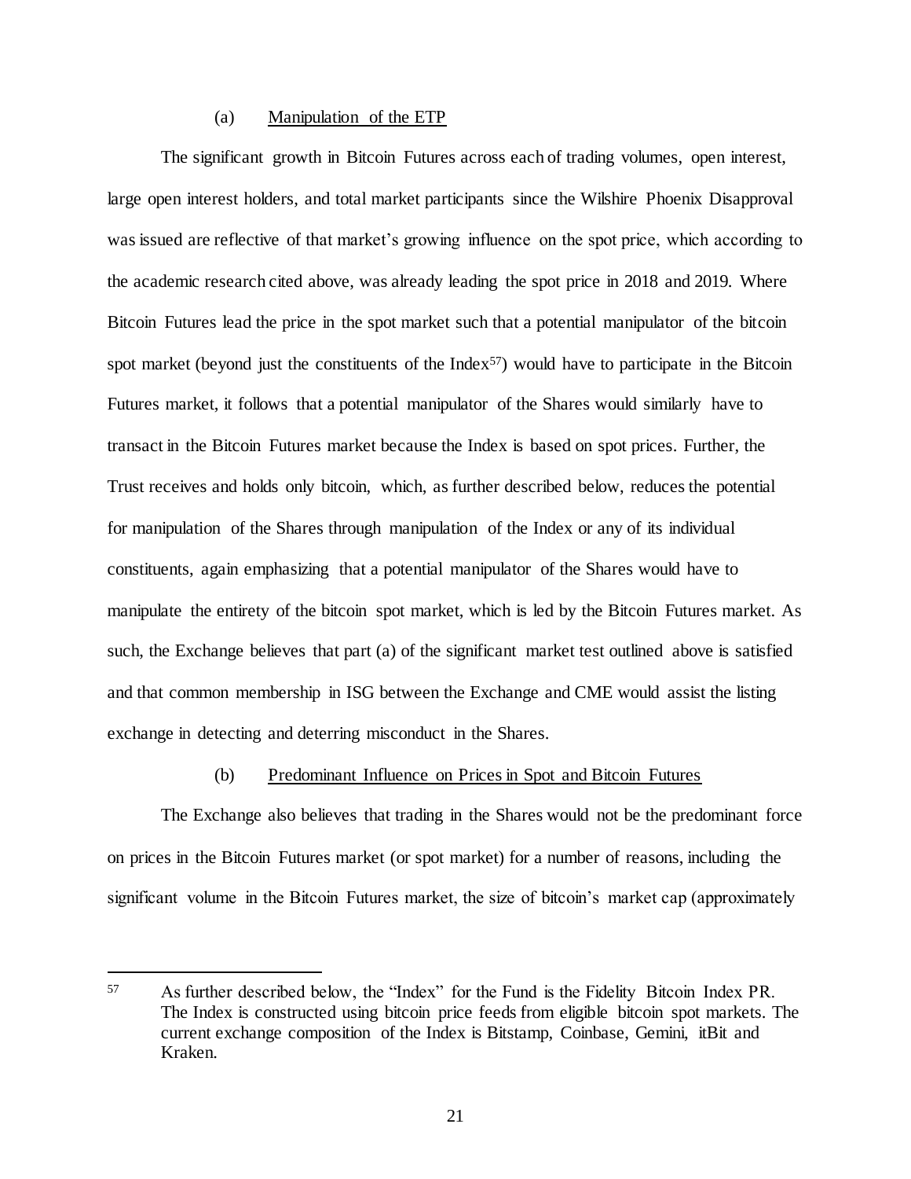(a) Manipulation of the ETP

The significant growth in Bitcoin Futures across each of trading volumes, open interest, large open interest holders, and total market participants since the Wilshire Phoenix Disapproval was issued are reflective of that market's growing influence on the spot price, which according to the academic research cited above, was already leading the spot price in 2018 and 2019. Where Bitcoin Futures lead the price in the spot market such that a potential manipulator of the bitcoin spot market (beyond just the constituents of the Index[57]) would have to participate in the Bitcoin Futures market, it follows that a potential manipulator of the Shares would similarly have to transact in the Bitcoin Futures market because the Index is based on spot prices. Further, the Trust receives and holds only bitcoin, which, as further described below, reduces the potential for manipulation of the Shares through manipulation of the Index or any of its individual constituents, again emphasizing that a potential manipulator of the Shares would have to manipulate the entirety of the bitcoin spot market, which is led by the Bitcoin Futures market. As such, the Exchange believes that part (a) of the significant market test outlined above is satisfied and that common membership in ISG between the Exchange and CME would assist the listing exchange in detecting and deterring misconduct in the Shares.

(b) Predominant Influence on Prices in Spot and Bitcoin Futures

The Exchange also believes that trading in the Shares would not be the predominant force on prices in the Bitcoin Futures market (or spot market) for a number of reasons, including the significant volume in the Bitcoin Futures market, the size of bitcoin's market cap (approximately

---

[57] As further described below, the "Index" for the Fund is the Fidelity Bitcoin Index PR. The Index is constructed using bitcoin price feeds from eligible bitcoin spot markets. The current exchange composition of the Index is Bitstamp, Coinbase, Gemini, itBit and Kraken.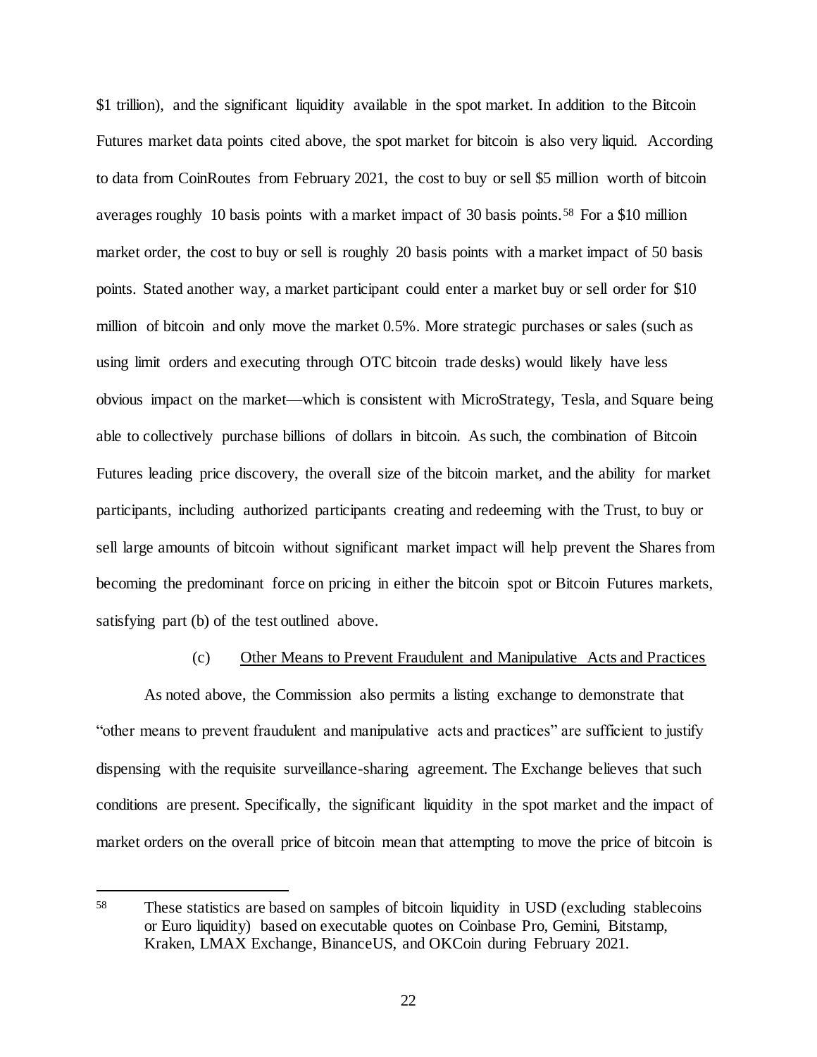$1 trillion), and the significant liquidity available in the spot market. In addition to the Bitcoin Futures market data points cited above, the spot market for bitcoin is also very liquid. According to data from CoinRoutes from February 2021, the cost to buy or sell $5 million worth of bitcoin averages roughly 10 basis points with a market impact of 30 basis points.[58] For a $10 million market order, the cost to buy or sell is roughly 20 basis points with a market impact of 50 basis points. Stated another way, a market participant could enter a market buy or sell order for $10 million of bitcoin and only move the market 0.5%. More strategic purchases or sales (such as using limit orders and executing through OTC bitcoin trade desks) would likely have less obvious impact on the market—which is consistent with MicroStrategy, Tesla, and Square being able to collectively purchase billions of dollars in bitcoin. As such, the combination of Bitcoin Futures leading price discovery, the overall size of the bitcoin market, and the ability for market participants, including authorized participants creating and redeeming with the Trust, to buy or sell large amounts of bitcoin without significant market impact will help prevent the Shares from becoming the predominant force on pricing in either the bitcoin spot or Bitcoin Futures markets, satisfying part (b) of the test outlined above.

(c) <u>Other Means to Prevent Fraudulent and Manipulative Acts and Practices</u>

As noted above, the Commission also permits a listing exchange to demonstrate that "other means to prevent fraudulent and manipulative acts and practices" are sufficient to justify dispensing with the requisite surveillance-sharing agreement. The Exchange believes that such conditions are present. Specifically, the significant liquidity in the spot market and the impact of market orders on the overall price of bitcoin mean that attempting to move the price of bitcoin is

---

[58] These statistics are based on samples of bitcoin liquidity in USD (excluding stablecoins or Euro liquidity) based on executable quotes on Coinbase Pro, Gemini, Bitstamp, Kraken, LMAX Exchange, BinanceUS, and OKCoin during February 2021.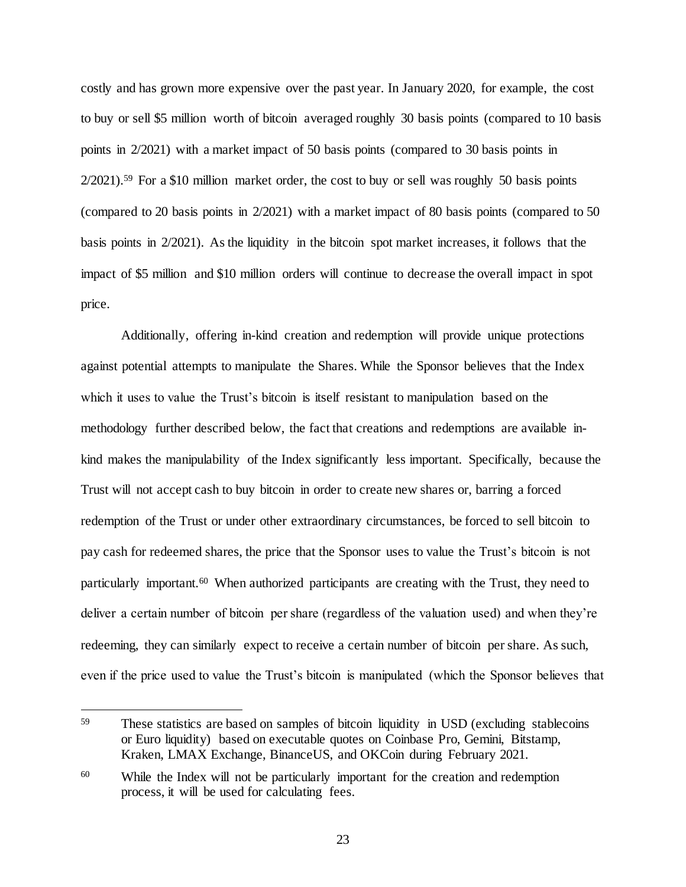costly and has grown more expensive over the past year. In January 2020, for example, the cost to buy or sell $5 million worth of bitcoin averaged roughly 30 basis points (compared to 10 basis points in 2/2021) with a market impact of 50 basis points (compared to 30 basis points in 2/2021).[59] For a $10 million market order, the cost to buy or sell was roughly 50 basis points (compared to 20 basis points in 2/2021) with a market impact of 80 basis points (compared to 50 basis points in 2/2021). As the liquidity in the bitcoin spot market increases, it follows that the impact of $5 million and $10 million orders will continue to decrease the overall impact in spot price.

Additionally, offering in-kind creation and redemption will provide unique protections against potential attempts to manipulate the Shares. While the Sponsor believes that the Index which it uses to value the Trust's bitcoin is itself resistant to manipulation based on the methodology further described below, the fact that creations and redemptions are available in-kind makes the manipulability of the Index significantly less important. Specifically, because the Trust will not accept cash to buy bitcoin in order to create new shares or, barring a forced redemption of the Trust or under other extraordinary circumstances, be forced to sell bitcoin to pay cash for redeemed shares, the price that the Sponsor uses to value the Trust's bitcoin is not particularly important.[60] When authorized participants are creating with the Trust, they need to deliver a certain number of bitcoin per share (regardless of the valuation used) and when they're redeeming, they can similarly expect to receive a certain number of bitcoin per share. As such, even if the price used to value the Trust's bitcoin is manipulated (which the Sponsor believes that

---

[59] These statistics are based on samples of bitcoin liquidity in USD (excluding stablecoins or Euro liquidity) based on executable quotes on Coinbase Pro, Gemini, Bitstamp, Kraken, LMAX Exchange, BinanceUS, and OKCoin during February 2021.

[60] While the Index will not be particularly important for the creation and redemption process, it will be used for calculating fees.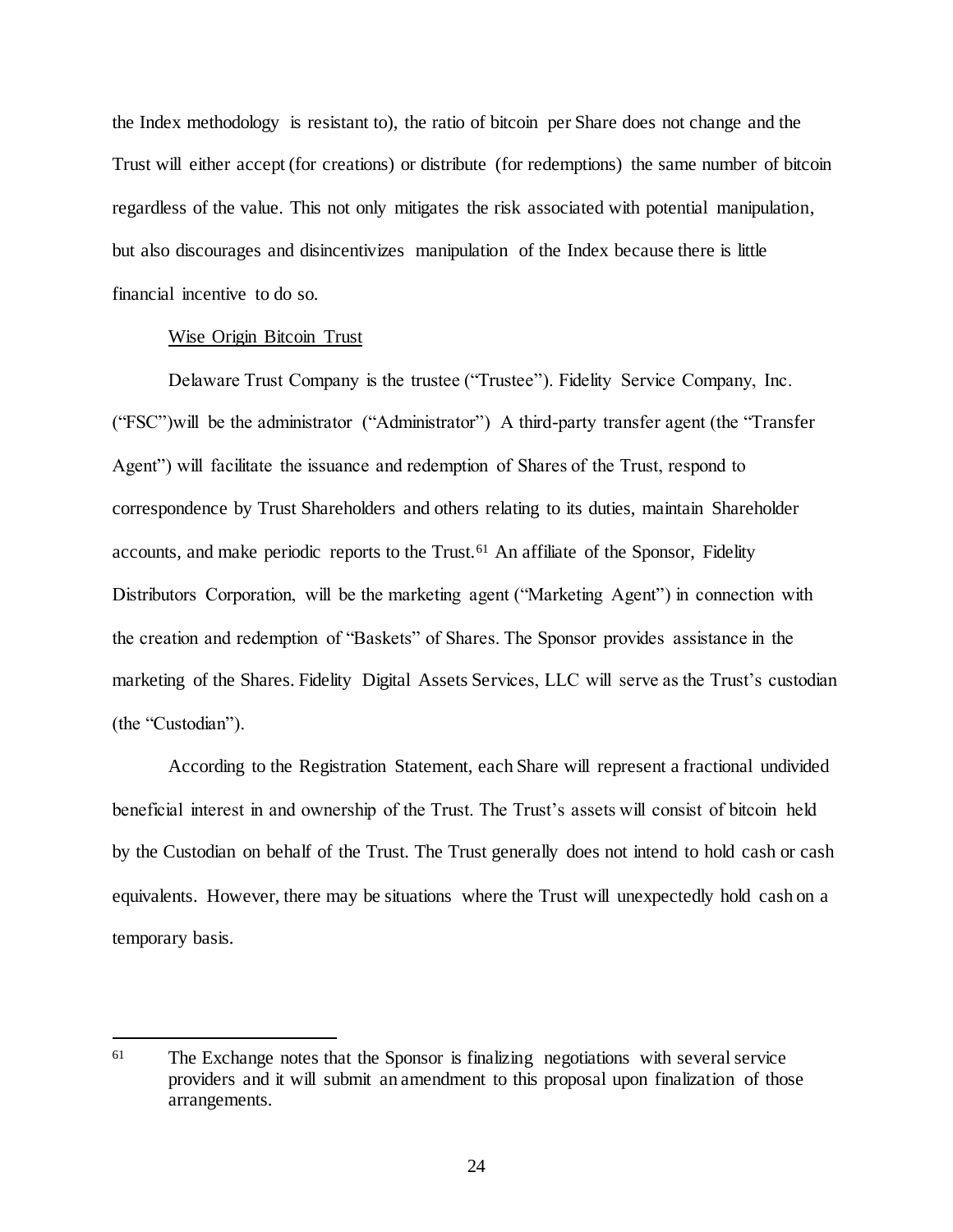the Index methodology is resistant to), the ratio of bitcoin per Share does not change and the Trust will either accept (for creations) or distribute (for redemptions) the same number of bitcoin regardless of the value. This not only mitigates the risk associated with potential manipulation, but also discourages and disincentivizes manipulation of the Index because there is little financial incentive to do so.

<u>Wise Origin Bitcoin Trust</u>

Delaware Trust Company is the trustee ("Trustee"). Fidelity Service Company, Inc. ("FSC")will be the administrator ("Administrator") A third-party transfer agent (the "Transfer Agent") will facilitate the issuance and redemption of Shares of the Trust, respond to correspondence by Trust Shareholders and others relating to its duties, maintain Shareholder accounts, and make periodic reports to the Trust.[61] An affiliate of the Sponsor, Fidelity Distributors Corporation, will be the marketing agent ("Marketing Agent") in connection with the creation and redemption of "Baskets" of Shares. The Sponsor provides assistance in the marketing of the Shares. Fidelity Digital Assets Services, LLC will serve as the Trust's custodian (the "Custodian").

According to the Registration Statement, each Share will represent a fractional undivided beneficial interest in and ownership of the Trust. The Trust's assets will consist of bitcoin held by the Custodian on behalf of the Trust. The Trust generally does not intend to hold cash or cash equivalents. However, there may be situations where the Trust will unexpectedly hold cash on a temporary basis.

---

[61] The Exchange notes that the Sponsor is finalizing negotiations with several service providers and it will submit an amendment to this proposal upon finalization of those arrangements.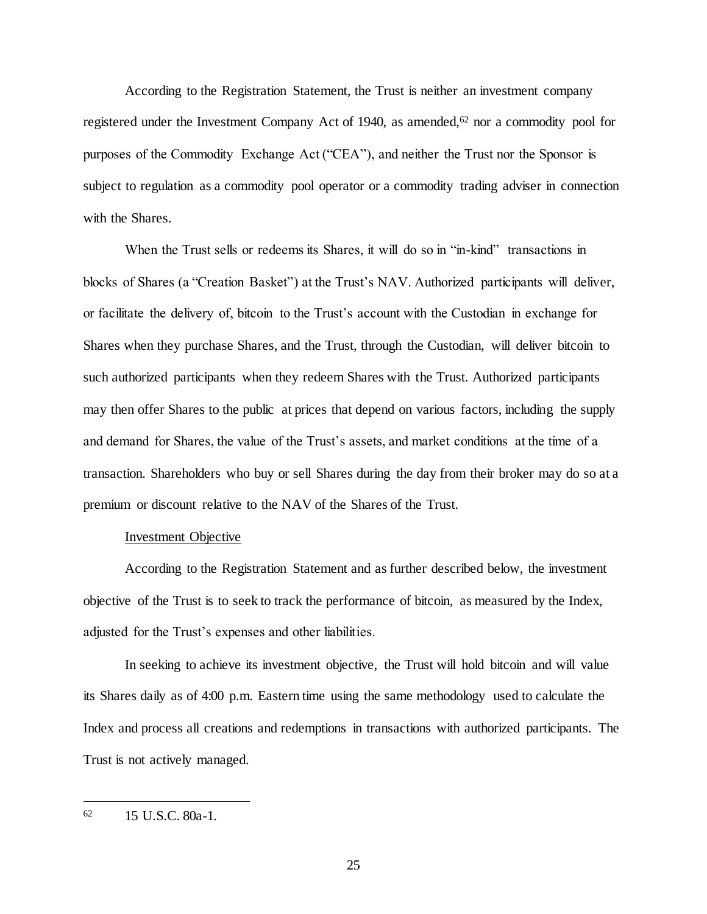According to the Registration Statement, the Trust is neither an investment company registered under the Investment Company Act of 1940, as amended,[62] nor a commodity pool for purposes of the Commodity Exchange Act ("CEA"), and neither the Trust nor the Sponsor is subject to regulation as a commodity pool operator or a commodity trading adviser in connection with the Shares.

When the Trust sells or redeems its Shares, it will do so in "in-kind" transactions in blocks of Shares (a "Creation Basket") at the Trust's NAV. Authorized participants will deliver, or facilitate the delivery of, bitcoin to the Trust's account with the Custodian in exchange for Shares when they purchase Shares, and the Trust, through the Custodian, will deliver bitcoin to such authorized participants when they redeem Shares with the Trust. Authorized participants may then offer Shares to the public at prices that depend on various factors, including the supply and demand for Shares, the value of the Trust's assets, and market conditions at the time of a transaction. Shareholders who buy or sell Shares during the day from their broker may do so at a premium or discount relative to the NAV of the Shares of the Trust.

<u>Investment Objective</u>

According to the Registration Statement and as further described below, the investment objective of the Trust is to seek to track the performance of bitcoin, as measured by the Index, adjusted for the Trust's expenses and other liabilities.

In seeking to achieve its investment objective, the Trust will hold bitcoin and will value its Shares daily as of 4:00 p.m. Eastern time using the same methodology used to calculate the Index and process all creations and redemptions in transactions with authorized participants. The Trust is not actively managed.

---

[62] 15 U.S.C. 80a-1.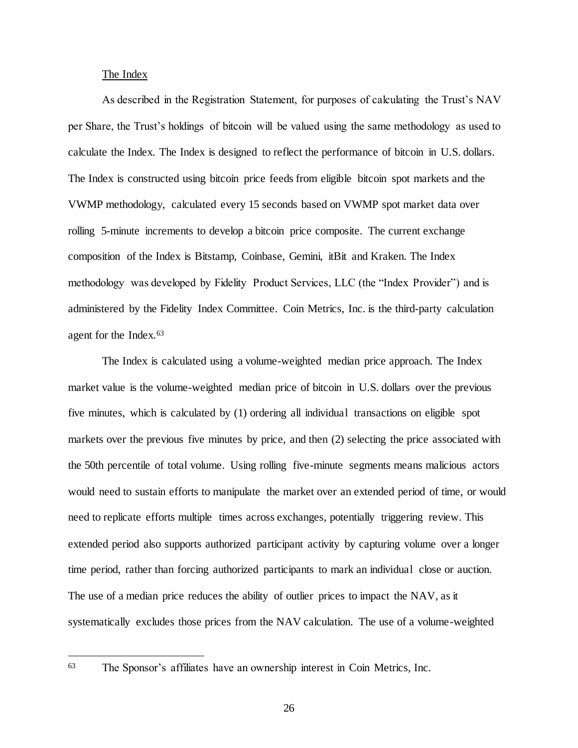The Index

As described in the Registration Statement, for purposes of calculating the Trust's NAV per Share, the Trust's holdings of bitcoin will be valued using the same methodology as used to calculate the Index. The Index is designed to reflect the performance of bitcoin in U.S. dollars. The Index is constructed using bitcoin price feeds from eligible bitcoin spot markets and the VWMP methodology, calculated every 15 seconds based on VWMP spot market data over rolling 5-minute increments to develop a bitcoin price composite. The current exchange composition of the Index is Bitstamp, Coinbase, Gemini, itBit and Kraken. The Index methodology was developed by Fidelity Product Services, LLC (the "Index Provider") and is administered by the Fidelity Index Committee. Coin Metrics, Inc. is the third-party calculation agent for the Index.[63]

The Index is calculated using a volume-weighted median price approach. The Index market value is the volume-weighted median price of bitcoin in U.S. dollars over the previous five minutes, which is calculated by (1) ordering all individual transactions on eligible spot markets over the previous five minutes by price, and then (2) selecting the price associated with the 50th percentile of total volume. Using rolling five-minute segments means malicious actors would need to sustain efforts to manipulate the market over an extended period of time, or would need to replicate efforts multiple times across exchanges, potentially triggering review. This extended period also supports authorized participant activity by capturing volume over a longer time period, rather than forcing authorized participants to mark an individual close or auction. The use of a median price reduces the ability of outlier prices to impact the NAV, as it systematically excludes those prices from the NAV calculation. The use of a volume-weighted

[63] The Sponsor's affiliates have an ownership interest in Coin Metrics, Inc.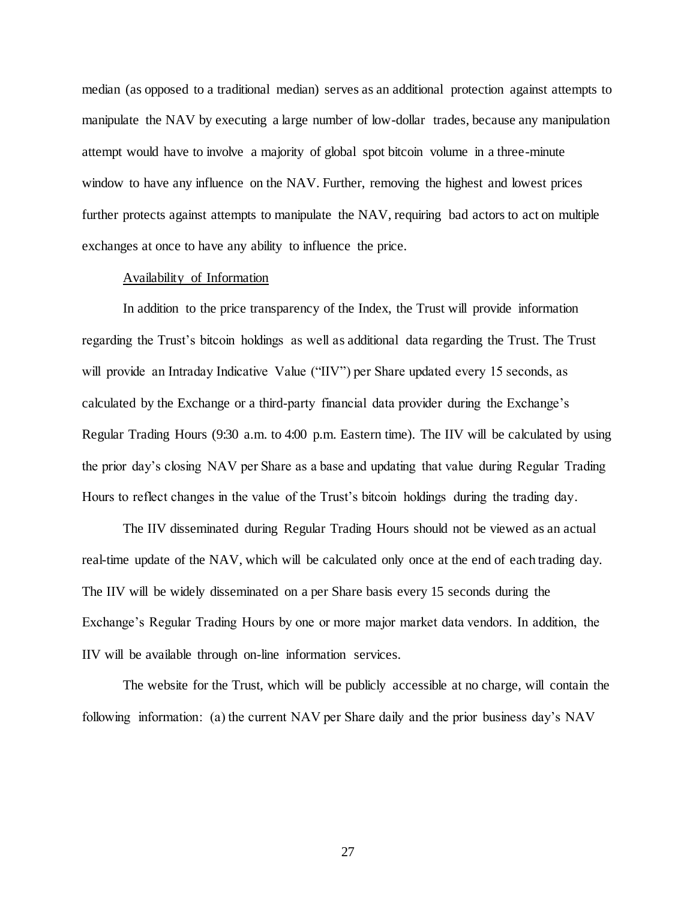median (as opposed to a traditional median) serves as an additional protection against attempts to manipulate the NAV by executing a large number of low-dollar trades, because any manipulation attempt would have to involve a majority of global spot bitcoin volume in a three-minute window to have any influence on the NAV. Further, removing the highest and lowest prices further protects against attempts to manipulate the NAV, requiring bad actors to act on multiple exchanges at once to have any ability to influence the price.

Availability of Information

In addition to the price transparency of the Index, the Trust will provide information regarding the Trust's bitcoin holdings as well as additional data regarding the Trust. The Trust will provide an Intraday Indicative Value ("IIV") per Share updated every 15 seconds, as calculated by the Exchange or a third-party financial data provider during the Exchange's Regular Trading Hours (9:30 a.m. to 4:00 p.m. Eastern time). The IIV will be calculated by using the prior day's closing NAV per Share as a base and updating that value during Regular Trading Hours to reflect changes in the value of the Trust's bitcoin holdings during the trading day.

The IIV disseminated during Regular Trading Hours should not be viewed as an actual real-time update of the NAV, which will be calculated only once at the end of each trading day. The IIV will be widely disseminated on a per Share basis every 15 seconds during the Exchange's Regular Trading Hours by one or more major market data vendors. In addition, the IIV will be available through on-line information services.

The website for the Trust, which will be publicly accessible at no charge, will contain the following information: (a) the current NAV per Share daily and the prior business day's NAV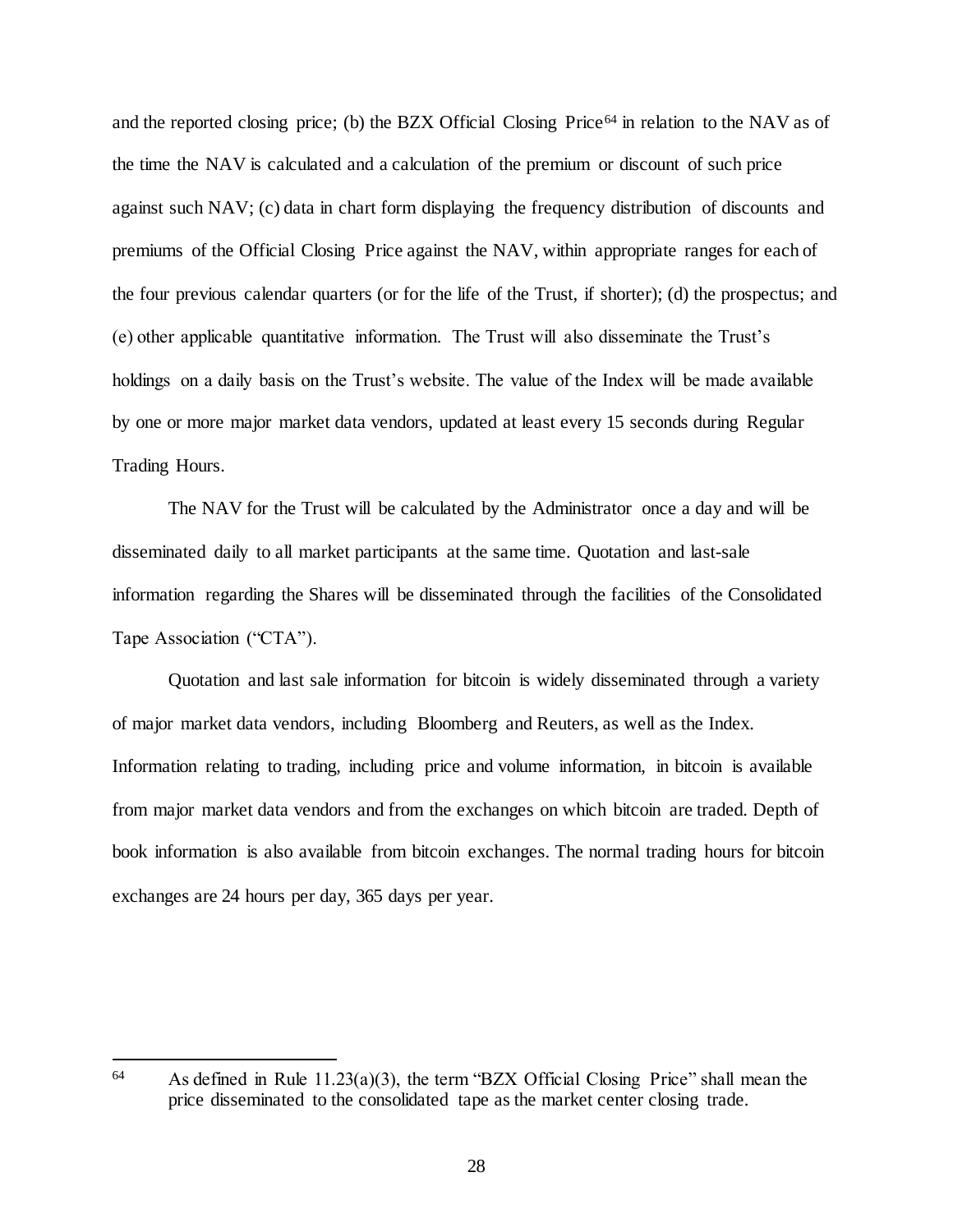and the reported closing price; (b) the BZX Official Closing Price[64] in relation to the NAV as of the time the NAV is calculated and a calculation of the premium or discount of such price against such NAV; (c) data in chart form displaying the frequency distribution of discounts and premiums of the Official Closing Price against the NAV, within appropriate ranges for each of the four previous calendar quarters (or for the life of the Trust, if shorter); (d) the prospectus; and (e) other applicable quantitative information. The Trust will also disseminate the Trust's holdings on a daily basis on the Trust's website. The value of the Index will be made available by one or more major market data vendors, updated at least every 15 seconds during Regular Trading Hours.

The NAV for the Trust will be calculated by the Administrator once a day and will be disseminated daily to all market participants at the same time. Quotation and last-sale information regarding the Shares will be disseminated through the facilities of the Consolidated Tape Association ("CTA").

Quotation and last sale information for bitcoin is widely disseminated through a variety of major market data vendors, including Bloomberg and Reuters, as well as the Index. Information relating to trading, including price and volume information, in bitcoin is available from major market data vendors and from the exchanges on which bitcoin are traded. Depth of book information is also available from bitcoin exchanges. The normal trading hours for bitcoin exchanges are 24 hours per day, 365 days per year.

---

[64] As defined in Rule 11.23(a)(3), the term "BZX Official Closing Price" shall mean the price disseminated to the consolidated tape as the market center closing trade.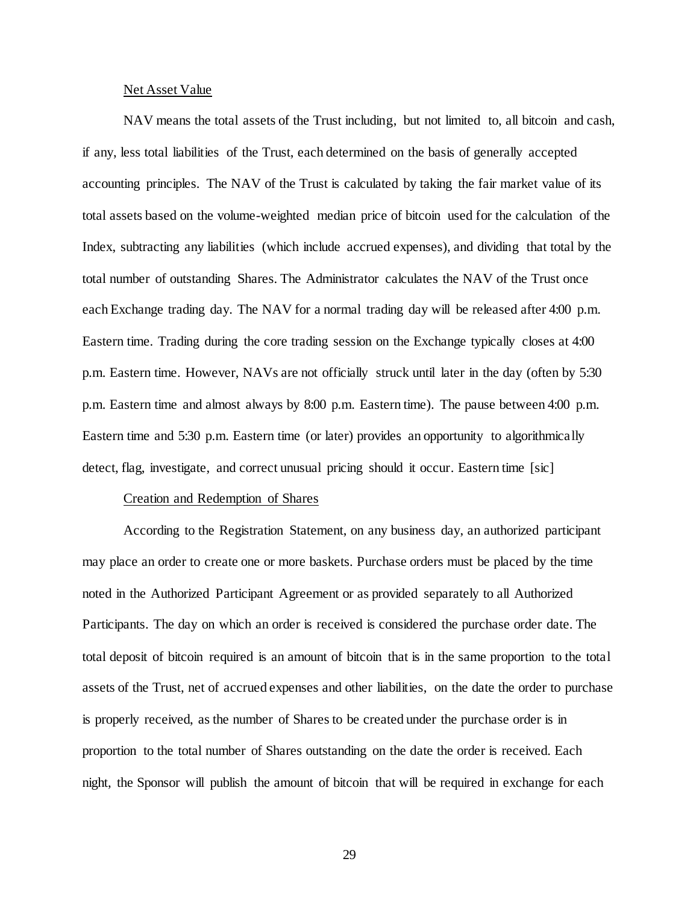Net Asset Value

NAV means the total assets of the Trust including, but not limited to, all bitcoin and cash, if any, less total liabilities of the Trust, each determined on the basis of generally accepted accounting principles. The NAV of the Trust is calculated by taking the fair market value of its total assets based on the volume-weighted median price of bitcoin used for the calculation of the Index, subtracting any liabilities (which include accrued expenses), and dividing that total by the total number of outstanding Shares. The Administrator calculates the NAV of the Trust once each Exchange trading day. The NAV for a normal trading day will be released after 4:00 p.m. Eastern time. Trading during the core trading session on the Exchange typically closes at 4:00 p.m. Eastern time. However, NAVs are not officially struck until later in the day (often by 5:30 p.m. Eastern time and almost always by 8:00 p.m. Eastern time). The pause between 4:00 p.m. Eastern time and 5:30 p.m. Eastern time (or later) provides an opportunity to algorithmically detect, flag, investigate, and correct unusual pricing should it occur. Eastern time [sic]

Creation and Redemption of Shares

According to the Registration Statement, on any business day, an authorized participant may place an order to create one or more baskets. Purchase orders must be placed by the time noted in the Authorized Participant Agreement or as provided separately to all Authorized Participants. The day on which an order is received is considered the purchase order date. The total deposit of bitcoin required is an amount of bitcoin that is in the same proportion to the total assets of the Trust, net of accrued expenses and other liabilities, on the date the order to purchase is properly received, as the number of Shares to be created under the purchase order is in proportion to the total number of Shares outstanding on the date the order is received. Each night, the Sponsor will publish the amount of bitcoin that will be required in exchange for each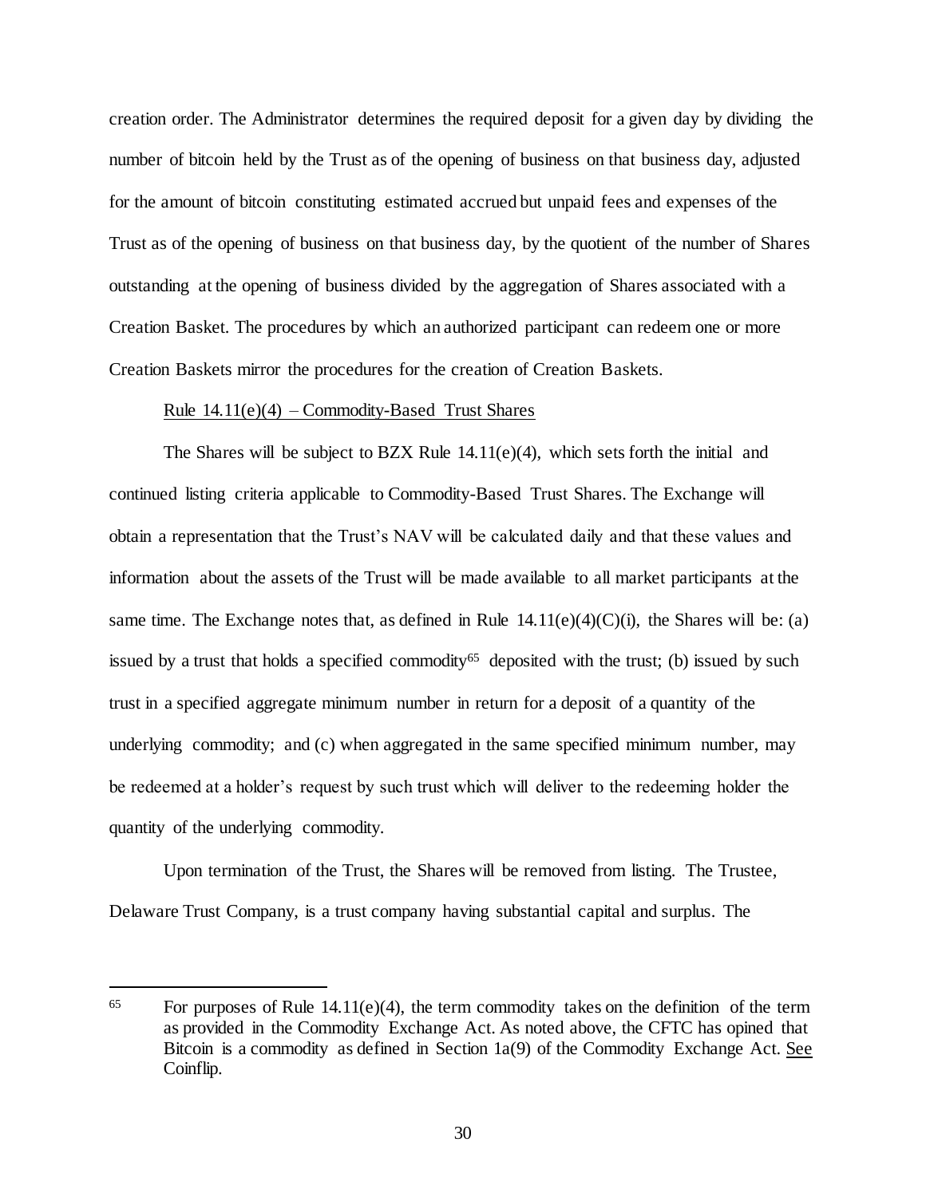creation order. The Administrator determines the required deposit for a given day by dividing the number of bitcoin held by the Trust as of the opening of business on that business day, adjusted for the amount of bitcoin constituting estimated accrued but unpaid fees and expenses of the Trust as of the opening of business on that business day, by the quotient of the number of Shares outstanding at the opening of business divided by the aggregation of Shares associated with a Creation Basket. The procedures by which an authorized participant can redeem one or more Creation Baskets mirror the procedures for the creation of Creation Baskets.

<u>Rule 14.11(e)(4) – Commodity-Based Trust Shares</u>

The Shares will be subject to BZX Rule 14.11(e)(4), which sets forth the initial and continued listing criteria applicable to Commodity-Based Trust Shares. The Exchange will obtain a representation that the Trust's NAV will be calculated daily and that these values and information about the assets of the Trust will be made available to all market participants at the same time. The Exchange notes that, as defined in Rule 14.11(e)(4)(C)(i), the Shares will be: (a) issued by a trust that holds a specified commodity[65] deposited with the trust; (b) issued by such trust in a specified aggregate minimum number in return for a deposit of a quantity of the underlying commodity; and (c) when aggregated in the same specified minimum number, may be redeemed at a holder's request by such trust which will deliver to the redeeming holder the quantity of the underlying commodity.

Upon termination of the Trust, the Shares will be removed from listing. The Trustee, Delaware Trust Company, is a trust company having substantial capital and surplus. The

---

[65] For purposes of Rule 14.11(e)(4), the term commodity takes on the definition of the term as provided in the Commodity Exchange Act. As noted above, the CFTC has opined that Bitcoin is a commodity as defined in Section 1a(9) of the Commodity Exchange Act. <u>See</u> Coinflip.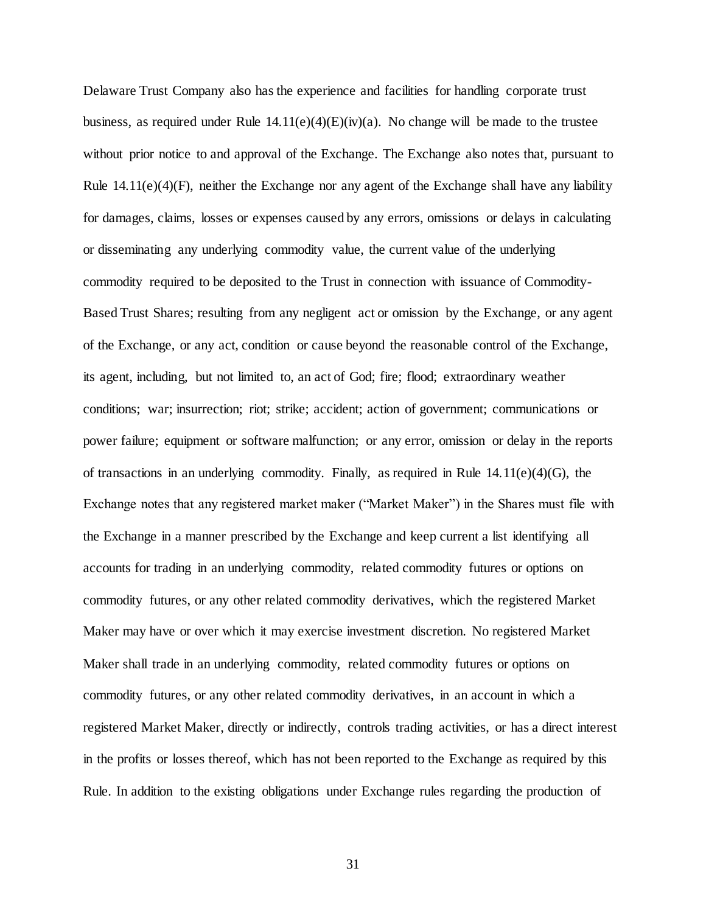Delaware Trust Company also has the experience and facilities for handling corporate trust business, as required under Rule 14.11(e)(4)(E)(iv)(a). No change will be made to the trustee without prior notice to and approval of the Exchange. The Exchange also notes that, pursuant to Rule 14.11(e)(4)(F), neither the Exchange nor any agent of the Exchange shall have any liability for damages, claims, losses or expenses caused by any errors, omissions or delays in calculating or disseminating any underlying commodity value, the current value of the underlying commodity required to be deposited to the Trust in connection with issuance of Commodity-Based Trust Shares; resulting from any negligent act or omission by the Exchange, or any agent of the Exchange, or any act, condition or cause beyond the reasonable control of the Exchange, its agent, including, but not limited to, an act of God; fire; flood; extraordinary weather conditions; war; insurrection; riot; strike; accident; action of government; communications or power failure; equipment or software malfunction; or any error, omission or delay in the reports of transactions in an underlying commodity. Finally, as required in Rule 14.11(e)(4)(G), the Exchange notes that any registered market maker ("Market Maker") in the Shares must file with the Exchange in a manner prescribed by the Exchange and keep current a list identifying all accounts for trading in an underlying commodity, related commodity futures or options on commodity futures, or any other related commodity derivatives, which the registered Market Maker may have or over which it may exercise investment discretion. No registered Market Maker shall trade in an underlying commodity, related commodity futures or options on commodity futures, or any other related commodity derivatives, in an account in which a registered Market Maker, directly or indirectly, controls trading activities, or has a direct interest in the profits or losses thereof, which has not been reported to the Exchange as required by this Rule. In addition to the existing obligations under Exchange rules regarding the production of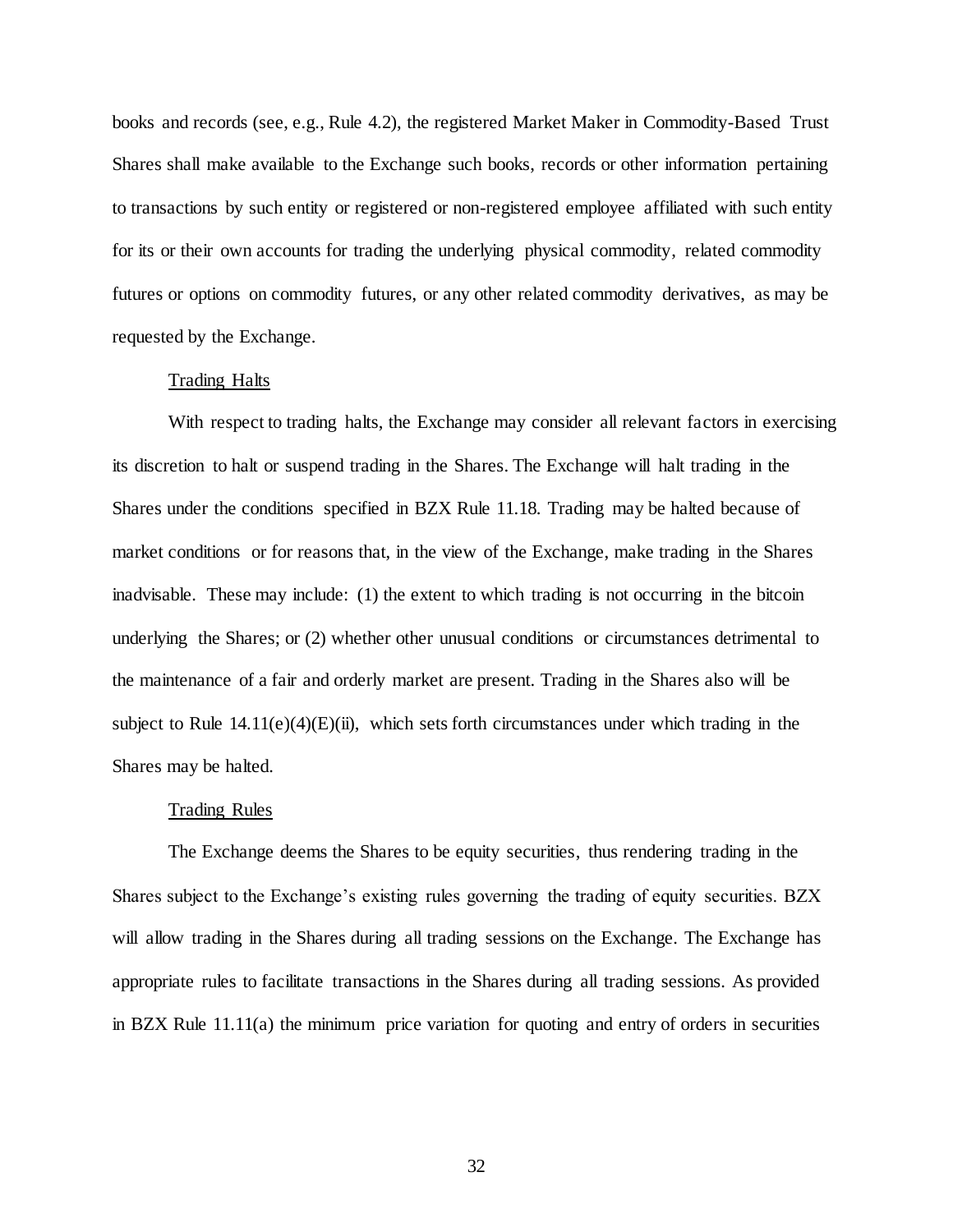books and records (see, e.g., Rule 4.2), the registered Market Maker in Commodity-Based Trust Shares shall make available to the Exchange such books, records or other information pertaining to transactions by such entity or registered or non-registered employee affiliated with such entity for its or their own accounts for trading the underlying physical commodity, related commodity futures or options on commodity futures, or any other related commodity derivatives, as may be requested by the Exchange.

Trading Halts

With respect to trading halts, the Exchange may consider all relevant factors in exercising its discretion to halt or suspend trading in the Shares. The Exchange will halt trading in the Shares under the conditions specified in BZX Rule 11.18. Trading may be halted because of market conditions or for reasons that, in the view of the Exchange, make trading in the Shares inadvisable. These may include: (1) the extent to which trading is not occurring in the bitcoin underlying the Shares; or (2) whether other unusual conditions or circumstances detrimental to the maintenance of a fair and orderly market are present. Trading in the Shares also will be subject to Rule 14.11(e)(4)(E)(ii), which sets forth circumstances under which trading in the Shares may be halted.

Trading Rules

The Exchange deems the Shares to be equity securities, thus rendering trading in the Shares subject to the Exchange's existing rules governing the trading of equity securities. BZX will allow trading in the Shares during all trading sessions on the Exchange. The Exchange has appropriate rules to facilitate transactions in the Shares during all trading sessions. As provided in BZX Rule 11.11(a) the minimum price variation for quoting and entry of orders in securities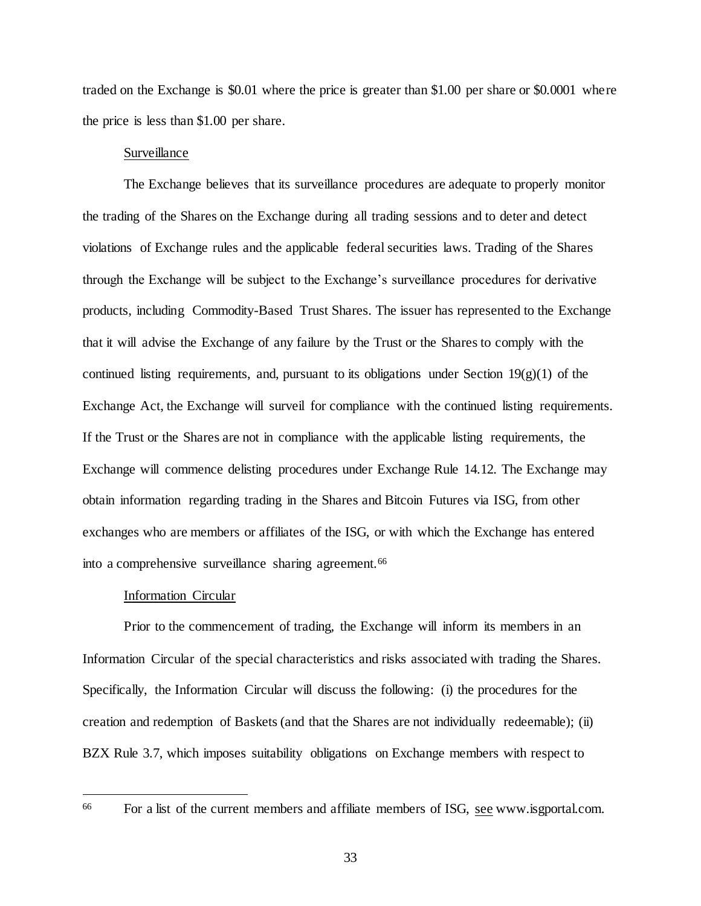traded on the Exchange is $0.01 where the price is greater than $1.00 per share or $0.0001 where the price is less than $1.00 per share.

Surveillance

The Exchange believes that its surveillance procedures are adequate to properly monitor the trading of the Shares on the Exchange during all trading sessions and to deter and detect violations of Exchange rules and the applicable federal securities laws. Trading of the Shares through the Exchange will be subject to the Exchange's surveillance procedures for derivative products, including Commodity-Based Trust Shares. The issuer has represented to the Exchange that it will advise the Exchange of any failure by the Trust or the Shares to comply with the continued listing requirements, and, pursuant to its obligations under Section 19(g)(1) of the Exchange Act, the Exchange will surveil for compliance with the continued listing requirements. If the Trust or the Shares are not in compliance with the applicable listing requirements, the Exchange will commence delisting procedures under Exchange Rule 14.12. The Exchange may obtain information regarding trading in the Shares and Bitcoin Futures via ISG, from other exchanges who are members or affiliates of the ISG, or with which the Exchange has entered into a comprehensive surveillance sharing agreement.[66]

Information Circular

Prior to the commencement of trading, the Exchange will inform its members in an Information Circular of the special characteristics and risks associated with trading the Shares. Specifically, the Information Circular will discuss the following: (i) the procedures for the creation and redemption of Baskets (and that the Shares are not individually redeemable); (ii) BZX Rule 3.7, which imposes suitability obligations on Exchange members with respect to

[66] For a list of the current members and affiliate members of ISG, see www.isgportal.com.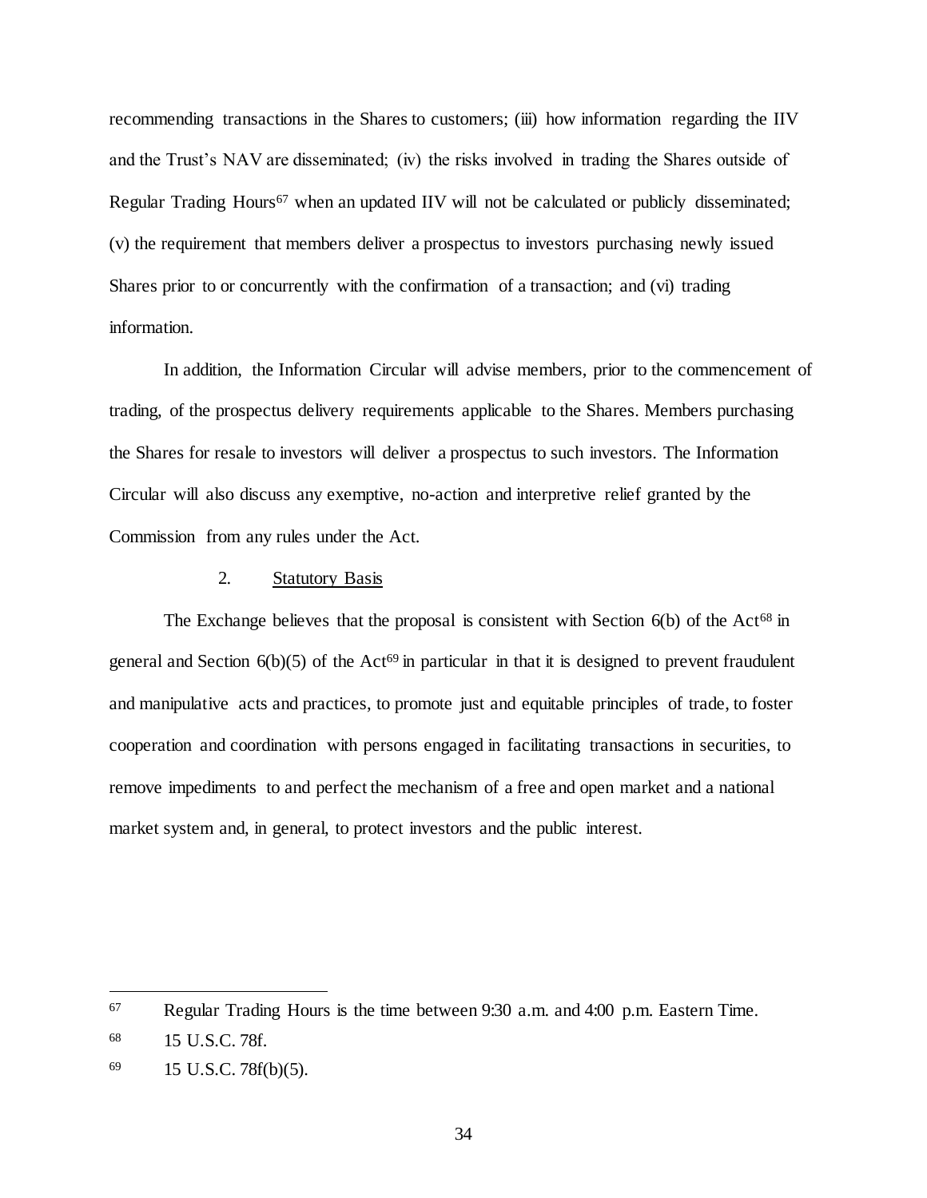recommending transactions in the Shares to customers; (iii) how information regarding the IIV and the Trust's NAV are disseminated; (iv) the risks involved in trading the Shares outside of Regular Trading Hours[67] when an updated IIV will not be calculated or publicly disseminated; (v) the requirement that members deliver a prospectus to investors purchasing newly issued Shares prior to or concurrently with the confirmation of a transaction; and (vi) trading information.

In addition, the Information Circular will advise members, prior to the commencement of trading, of the prospectus delivery requirements applicable to the Shares. Members purchasing the Shares for resale to investors will deliver a prospectus to such investors. The Information Circular will also discuss any exemptive, no-action and interpretive relief granted by the Commission from any rules under the Act.

### 2. Statutory Basis

The Exchange believes that the proposal is consistent with Section 6(b) of the Act[68] in general and Section 6(b)(5) of the Act[69] in particular in that it is designed to prevent fraudulent and manipulative acts and practices, to promote just and equitable principles of trade, to foster cooperation and coordination with persons engaged in facilitating transactions in securities, to remove impediments to and perfect the mechanism of a free and open market and a national market system and, in general, to protect investors and the public interest.

---

67 Regular Trading Hours is the time between 9:30 a.m. and 4:00 p.m. Eastern Time.

68 15 U.S.C. 78f.

69 15 U.S.C. 78f(b)(5).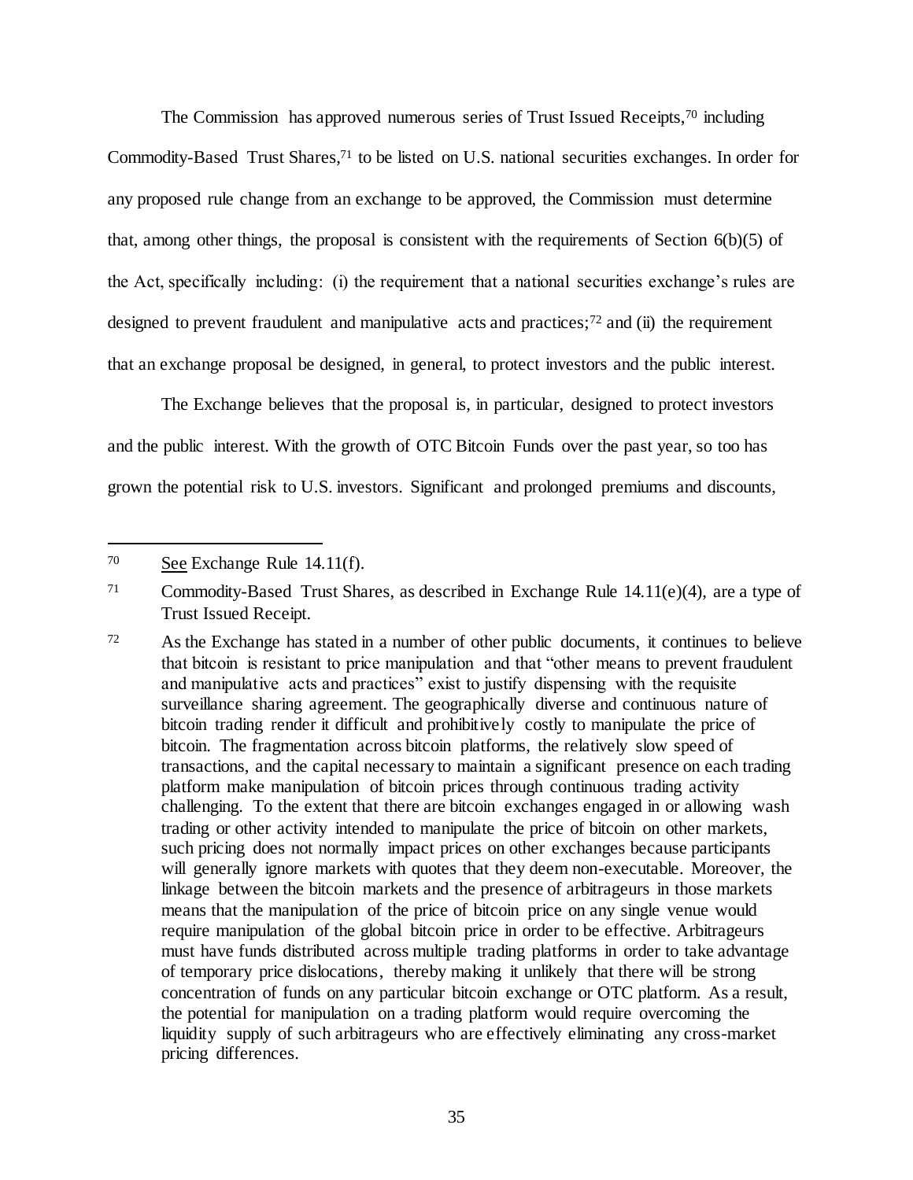The Commission has approved numerous series of Trust Issued Receipts,[70] including Commodity-Based Trust Shares,[71] to be listed on U.S. national securities exchanges. In order for any proposed rule change from an exchange to be approved, the Commission must determine that, among other things, the proposal is consistent with the requirements of Section 6(b)(5) of the Act, specifically including: (i) the requirement that a national securities exchange's rules are designed to prevent fraudulent and manipulative acts and practices;[72] and (ii) the requirement that an exchange proposal be designed, in general, to protect investors and the public interest.

The Exchange believes that the proposal is, in particular, designed to protect investors and the public interest. With the growth of OTC Bitcoin Funds over the past year, so too has grown the potential risk to U.S. investors. Significant and prolonged premiums and discounts,

---

[70] See Exchange Rule 14.11(f).

[71] Commodity-Based Trust Shares, as described in Exchange Rule 14.11(e)(4), are a type of Trust Issued Receipt.

[72] As the Exchange has stated in a number of other public documents, it continues to believe that bitcoin is resistant to price manipulation and that "other means to prevent fraudulent and manipulative acts and practices" exist to justify dispensing with the requisite surveillance sharing agreement. The geographically diverse and continuous nature of bitcoin trading render it difficult and prohibitively costly to manipulate the price of bitcoin. The fragmentation across bitcoin platforms, the relatively slow speed of transactions, and the capital necessary to maintain a significant presence on each trading platform make manipulation of bitcoin prices through continuous trading activity challenging. To the extent that there are bitcoin exchanges engaged in or allowing wash trading or other activity intended to manipulate the price of bitcoin on other markets, such pricing does not normally impact prices on other exchanges because participants will generally ignore markets with quotes that they deem non-executable. Moreover, the linkage between the bitcoin markets and the presence of arbitrageurs in those markets means that the manipulation of the price of bitcoin price on any single venue would require manipulation of the global bitcoin price in order to be effective. Arbitrageurs must have funds distributed across multiple trading platforms in order to take advantage of temporary price dislocations, thereby making it unlikely that there will be strong concentration of funds on any particular bitcoin exchange or OTC platform. As a result, the potential for manipulation on a trading platform would require overcoming the liquidity supply of such arbitrageurs who are effectively eliminating any cross-market pricing differences.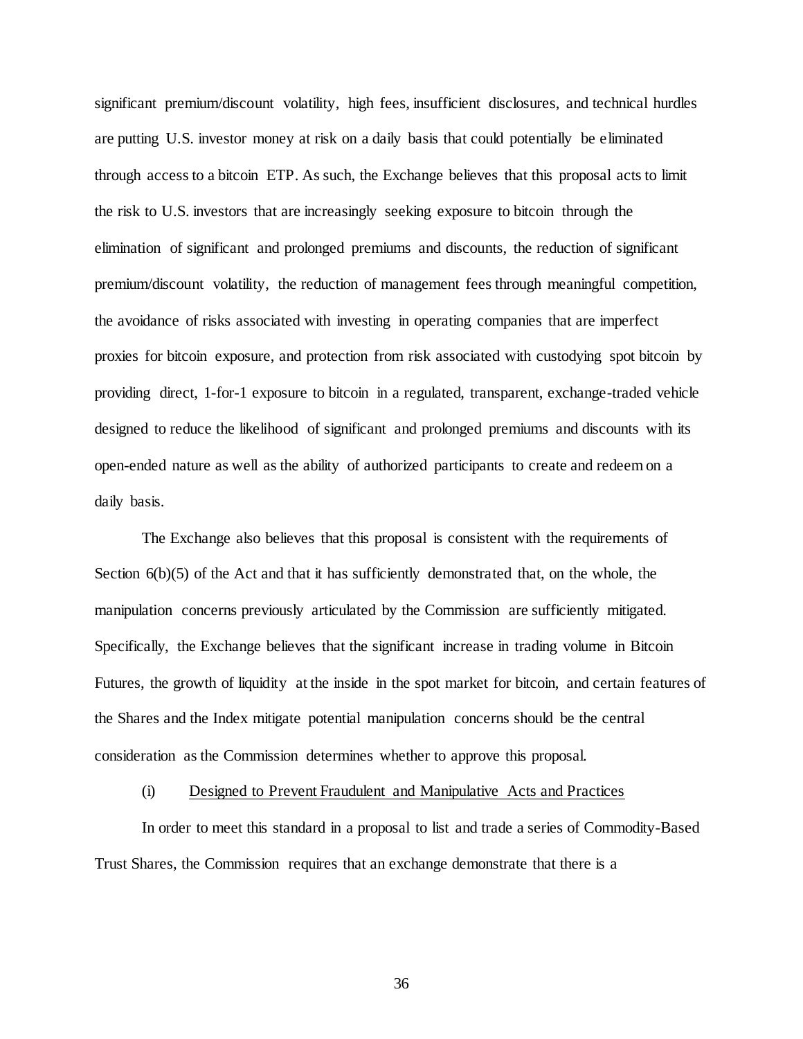significant premium/discount volatility, high fees, insufficient disclosures, and technical hurdles are putting U.S. investor money at risk on a daily basis that could potentially be eliminated through access to a bitcoin ETP. As such, the Exchange believes that this proposal acts to limit the risk to U.S. investors that are increasingly seeking exposure to bitcoin through the elimination of significant and prolonged premiums and discounts, the reduction of significant premium/discount volatility, the reduction of management fees through meaningful competition, the avoidance of risks associated with investing in operating companies that are imperfect proxies for bitcoin exposure, and protection from risk associated with custodying spot bitcoin by providing direct, 1-for-1 exposure to bitcoin in a regulated, transparent, exchange-traded vehicle designed to reduce the likelihood of significant and prolonged premiums and discounts with its open-ended nature as well as the ability of authorized participants to create and redeem on a daily basis.

The Exchange also believes that this proposal is consistent with the requirements of Section 6(b)(5) of the Act and that it has sufficiently demonstrated that, on the whole, the manipulation concerns previously articulated by the Commission are sufficiently mitigated. Specifically, the Exchange believes that the significant increase in trading volume in Bitcoin Futures, the growth of liquidity at the inside in the spot market for bitcoin, and certain features of the Shares and the Index mitigate potential manipulation concerns should be the central consideration as the Commission determines whether to approve this proposal.

(i) Designed to Prevent Fraudulent and Manipulative Acts and Practices

In order to meet this standard in a proposal to list and trade a series of Commodity-Based Trust Shares, the Commission requires that an exchange demonstrate that there is a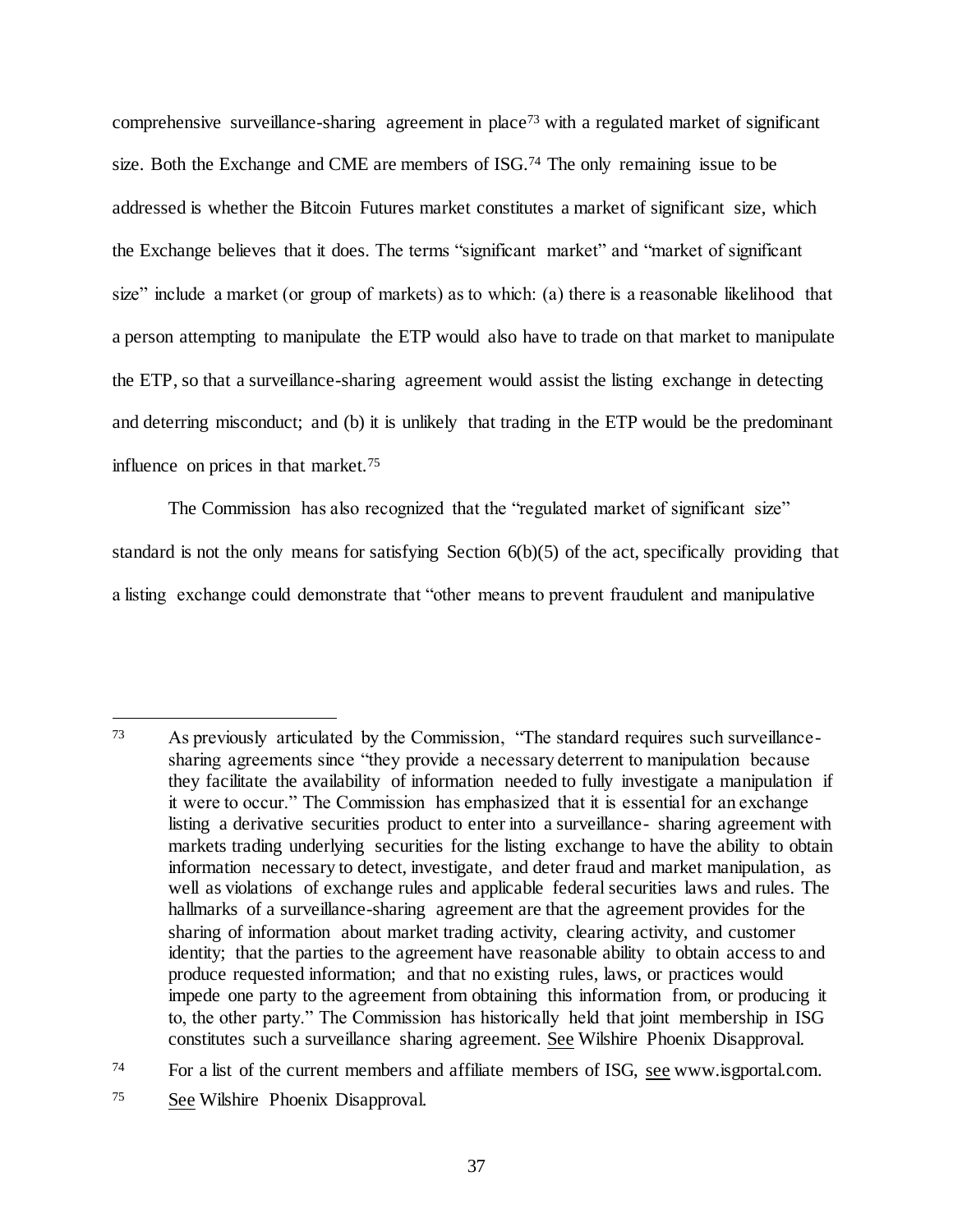comprehensive surveillance-sharing agreement in place[73] with a regulated market of significant size. Both the Exchange and CME are members of ISG.[74] The only remaining issue to be addressed is whether the Bitcoin Futures market constitutes a market of significant size, which the Exchange believes that it does. The terms "significant market" and "market of significant size" include a market (or group of markets) as to which: (a) there is a reasonable likelihood that a person attempting to manipulate the ETP would also have to trade on that market to manipulate the ETP, so that a surveillance-sharing agreement would assist the listing exchange in detecting and deterring misconduct; and (b) it is unlikely that trading in the ETP would be the predominant influence on prices in that market.[75]

The Commission has also recognized that the "regulated market of significant size" standard is not the only means for satisfying Section 6(b)(5) of the act, specifically providing that a listing exchange could demonstrate that "other means to prevent fraudulent and manipulative

---

[73] As previously articulated by the Commission, "The standard requires such surveillance-sharing agreements since "they provide a necessary deterrent to manipulation because they facilitate the availability of information needed to fully investigate a manipulation if it were to occur." The Commission has emphasized that it is essential for an exchange listing a derivative securities product to enter into a surveillance- sharing agreement with markets trading underlying securities for the listing exchange to have the ability to obtain information necessary to detect, investigate, and deter fraud and market manipulation, as well as violations of exchange rules and applicable federal securities laws and rules. The hallmarks of a surveillance-sharing agreement are that the agreement provides for the sharing of information about market trading activity, clearing activity, and customer identity; that the parties to the agreement have reasonable ability to obtain access to and produce requested information; and that no existing rules, laws, or practices would impede one party to the agreement from obtaining this information from, or producing it to, the other party." The Commission has historically held that joint membership in ISG constitutes such a surveillance sharing agreement. See Wilshire Phoenix Disapproval.

[74] For a list of the current members and affiliate members of ISG, see www.isgportal.com.

[75] See Wilshire Phoenix Disapproval.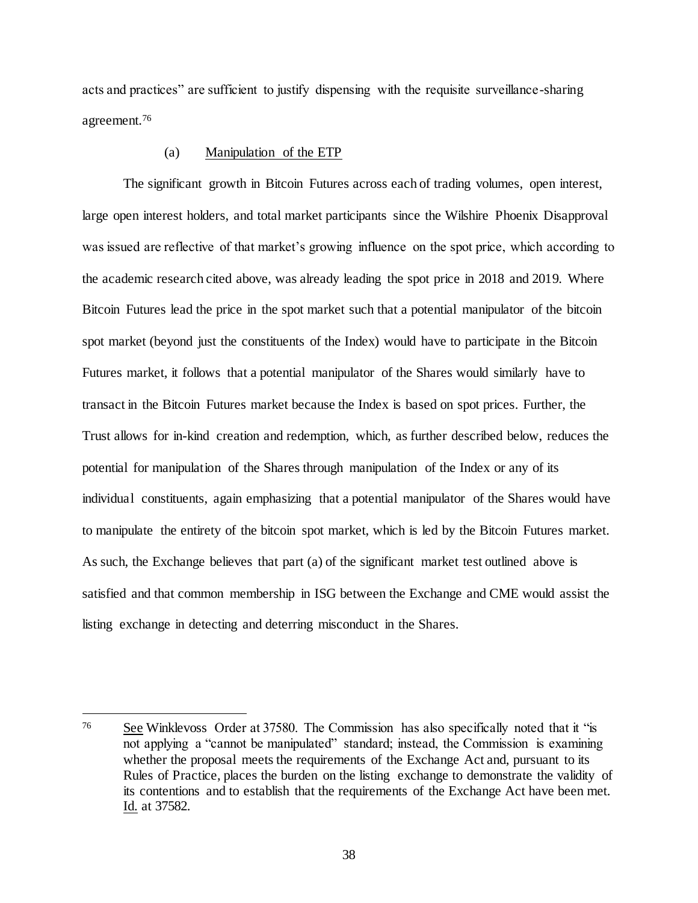acts and practices" are sufficient to justify dispensing with the requisite surveillance-sharing agreement.[76]

(a) Manipulation of the ETP

The significant growth in Bitcoin Futures across each of trading volumes, open interest, large open interest holders, and total market participants since the Wilshire Phoenix Disapproval was issued are reflective of that market's growing influence on the spot price, which according to the academic research cited above, was already leading the spot price in 2018 and 2019. Where Bitcoin Futures lead the price in the spot market such that a potential manipulator of the bitcoin spot market (beyond just the constituents of the Index) would have to participate in the Bitcoin Futures market, it follows that a potential manipulator of the Shares would similarly have to transact in the Bitcoin Futures market because the Index is based on spot prices. Further, the Trust allows for in-kind creation and redemption, which, as further described below, reduces the potential for manipulation of the Shares through manipulation of the Index or any of its individual constituents, again emphasizing that a potential manipulator of the Shares would have to manipulate the entirety of the bitcoin spot market, which is led by the Bitcoin Futures market. As such, the Exchange believes that part (a) of the significant market test outlined above is satisfied and that common membership in ISG between the Exchange and CME would assist the listing exchange in detecting and deterring misconduct in the Shares.

---

[76] See Winklevoss Order at 37580. The Commission has also specifically noted that it "is not applying a "cannot be manipulated" standard; instead, the Commission is examining whether the proposal meets the requirements of the Exchange Act and, pursuant to its Rules of Practice, places the burden on the listing exchange to demonstrate the validity of its contentions and to establish that the requirements of the Exchange Act have been met. Id. at 37582.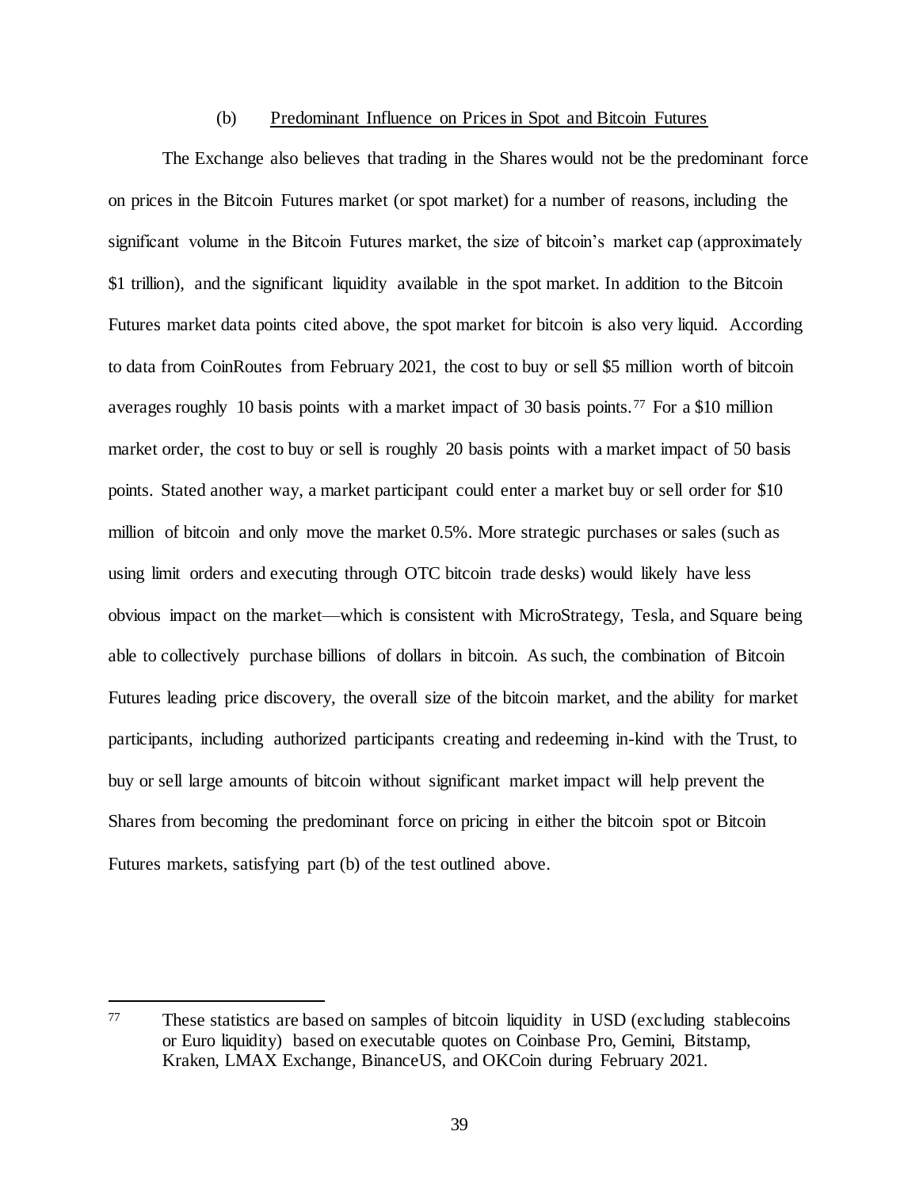(b) Predominant Influence on Prices in Spot and Bitcoin Futures

The Exchange also believes that trading in the Shares would not be the predominant force on prices in the Bitcoin Futures market (or spot market) for a number of reasons, including the significant volume in the Bitcoin Futures market, the size of bitcoin's market cap (approximately $1 trillion), and the significant liquidity available in the spot market. In addition to the Bitcoin Futures market data points cited above, the spot market for bitcoin is also very liquid. According to data from CoinRoutes from February 2021, the cost to buy or sell $5 million worth of bitcoin averages roughly 10 basis points with a market impact of 30 basis points.[77] For a $10 million market order, the cost to buy or sell is roughly 20 basis points with a market impact of 50 basis points. Stated another way, a market participant could enter a market buy or sell order for $10 million of bitcoin and only move the market 0.5%. More strategic purchases or sales (such as using limit orders and executing through OTC bitcoin trade desks) would likely have less obvious impact on the market—which is consistent with MicroStrategy, Tesla, and Square being able to collectively purchase billions of dollars in bitcoin. As such, the combination of Bitcoin Futures leading price discovery, the overall size of the bitcoin market, and the ability for market participants, including authorized participants creating and redeeming in-kind with the Trust, to buy or sell large amounts of bitcoin without significant market impact will help prevent the Shares from becoming the predominant force on pricing in either the bitcoin spot or Bitcoin Futures markets, satisfying part (b) of the test outlined above.

---

[77] These statistics are based on samples of bitcoin liquidity in USD (excluding stablecoins or Euro liquidity) based on executable quotes on Coinbase Pro, Gemini, Bitstamp, Kraken, LMAX Exchange, BinanceUS, and OKCoin during February 2021.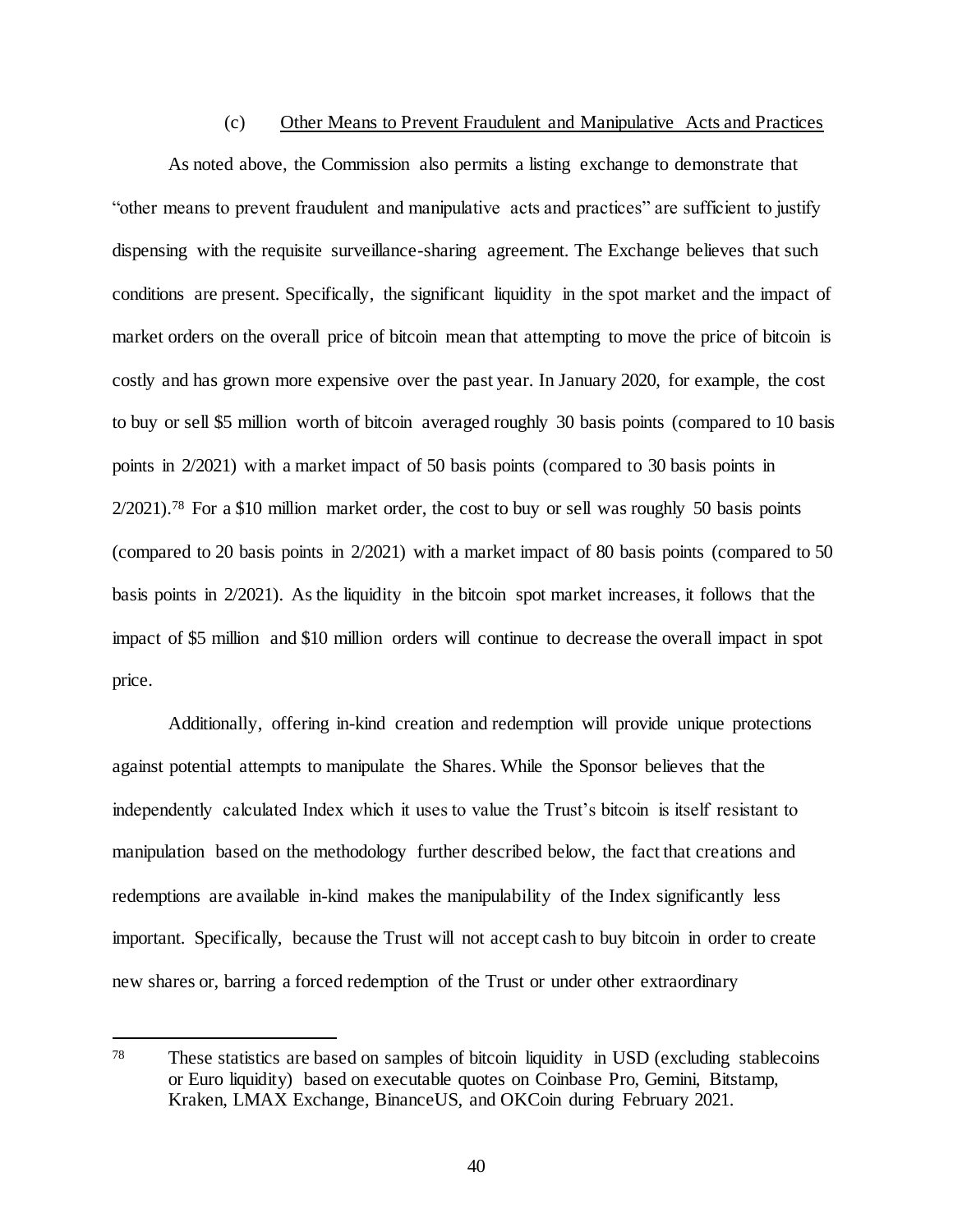### (c) Other Means to Prevent Fraudulent and Manipulative Acts and Practices

As noted above, the Commission also permits a listing exchange to demonstrate that "other means to prevent fraudulent and manipulative acts and practices" are sufficient to justify dispensing with the requisite surveillance-sharing agreement. The Exchange believes that such conditions are present. Specifically, the significant liquidity in the spot market and the impact of market orders on the overall price of bitcoin mean that attempting to move the price of bitcoin is costly and has grown more expensive over the past year. In January 2020, for example, the cost to buy or sell \$5 million worth of bitcoin averaged roughly 30 basis points (compared to 10 basis points in 2/2021) with a market impact of 50 basis points (compared to 30 basis points in 2/2021).[78] For a \$10 million market order, the cost to buy or sell was roughly 50 basis points (compared to 20 basis points in 2/2021) with a market impact of 80 basis points (compared to 50 basis points in 2/2021). As the liquidity in the bitcoin spot market increases, it follows that the impact of \$5 million and \$10 million orders will continue to decrease the overall impact in spot price.

Additionally, offering in-kind creation and redemption will provide unique protections against potential attempts to manipulate the Shares. While the Sponsor believes that the independently calculated Index which it uses to value the Trust's bitcoin is itself resistant to manipulation based on the methodology further described below, the fact that creations and redemptions are available in-kind makes the manipulability of the Index significantly less important. Specifically, because the Trust will not accept cash to buy bitcoin in order to create new shares or, barring a forced redemption of the Trust or under other extraordinary

---

[78] These statistics are based on samples of bitcoin liquidity in USD (excluding stablecoins or Euro liquidity) based on executable quotes on Coinbase Pro, Gemini, Bitstamp, Kraken, LMAX Exchange, BinanceUS, and OKCoin during February 2021.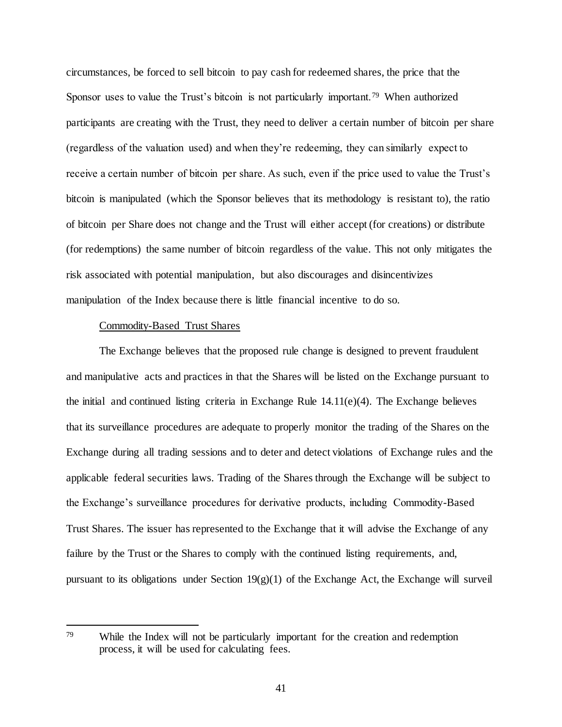circumstances, be forced to sell bitcoin to pay cash for redeemed shares, the price that the Sponsor uses to value the Trust's bitcoin is not particularly important.[79] When authorized participants are creating with the Trust, they need to deliver a certain number of bitcoin per share (regardless of the valuation used) and when they're redeeming, they can similarly expect to receive a certain number of bitcoin per share. As such, even if the price used to value the Trust's bitcoin is manipulated (which the Sponsor believes that its methodology is resistant to), the ratio of bitcoin per Share does not change and the Trust will either accept (for creations) or distribute (for redemptions) the same number of bitcoin regardless of the value. This not only mitigates the risk associated with potential manipulation, but also discourages and disincentivizes manipulation of the Index because there is little financial incentive to do so.

<u>Commodity-Based Trust Shares</u>

The Exchange believes that the proposed rule change is designed to prevent fraudulent and manipulative acts and practices in that the Shares will be listed on the Exchange pursuant to the initial and continued listing criteria in Exchange Rule 14.11(e)(4). The Exchange believes that its surveillance procedures are adequate to properly monitor the trading of the Shares on the Exchange during all trading sessions and to deter and detect violations of Exchange rules and the applicable federal securities laws. Trading of the Shares through the Exchange will be subject to the Exchange's surveillance procedures for derivative products, including Commodity-Based Trust Shares. The issuer has represented to the Exchange that it will advise the Exchange of any failure by the Trust or the Shares to comply with the continued listing requirements, and, pursuant to its obligations under Section 19(g)(1) of the Exchange Act, the Exchange will surveil

---

[79] While the Index will not be particularly important for the creation and redemption process, it will be used for calculating fees.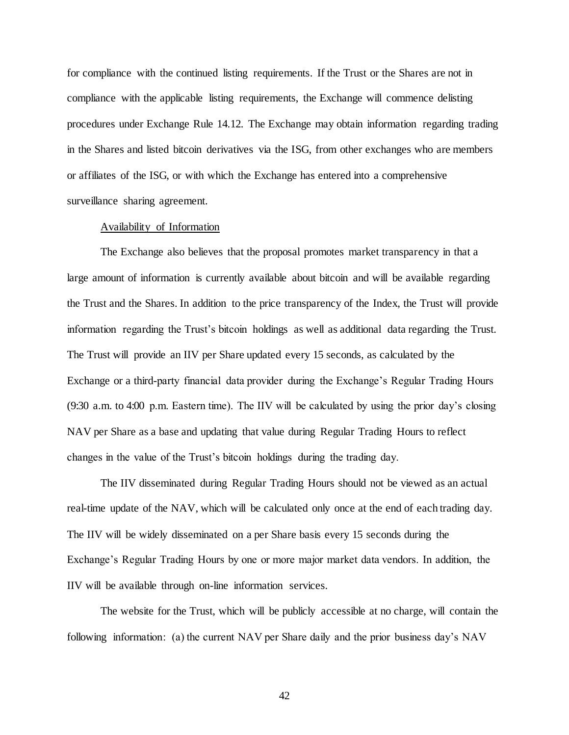for compliance with the continued listing requirements. If the Trust or the Shares are not in compliance with the applicable listing requirements, the Exchange will commence delisting procedures under Exchange Rule 14.12. The Exchange may obtain information regarding trading in the Shares and listed bitcoin derivatives via the ISG, from other exchanges who are members or affiliates of the ISG, or with which the Exchange has entered into a comprehensive surveillance sharing agreement.

Availability of Information

The Exchange also believes that the proposal promotes market transparency in that a large amount of information is currently available about bitcoin and will be available regarding the Trust and the Shares. In addition to the price transparency of the Index, the Trust will provide information regarding the Trust's bitcoin holdings as well as additional data regarding the Trust. The Trust will provide an IIV per Share updated every 15 seconds, as calculated by the Exchange or a third-party financial data provider during the Exchange's Regular Trading Hours (9:30 a.m. to 4:00 p.m. Eastern time). The IIV will be calculated by using the prior day's closing NAV per Share as a base and updating that value during Regular Trading Hours to reflect changes in the value of the Trust's bitcoin holdings during the trading day.

The IIV disseminated during Regular Trading Hours should not be viewed as an actual real-time update of the NAV, which will be calculated only once at the end of each trading day. The IIV will be widely disseminated on a per Share basis every 15 seconds during the Exchange's Regular Trading Hours by one or more major market data vendors. In addition, the IIV will be available through on-line information services.

The website for the Trust, which will be publicly accessible at no charge, will contain the following information: (a) the current NAV per Share daily and the prior business day's NAV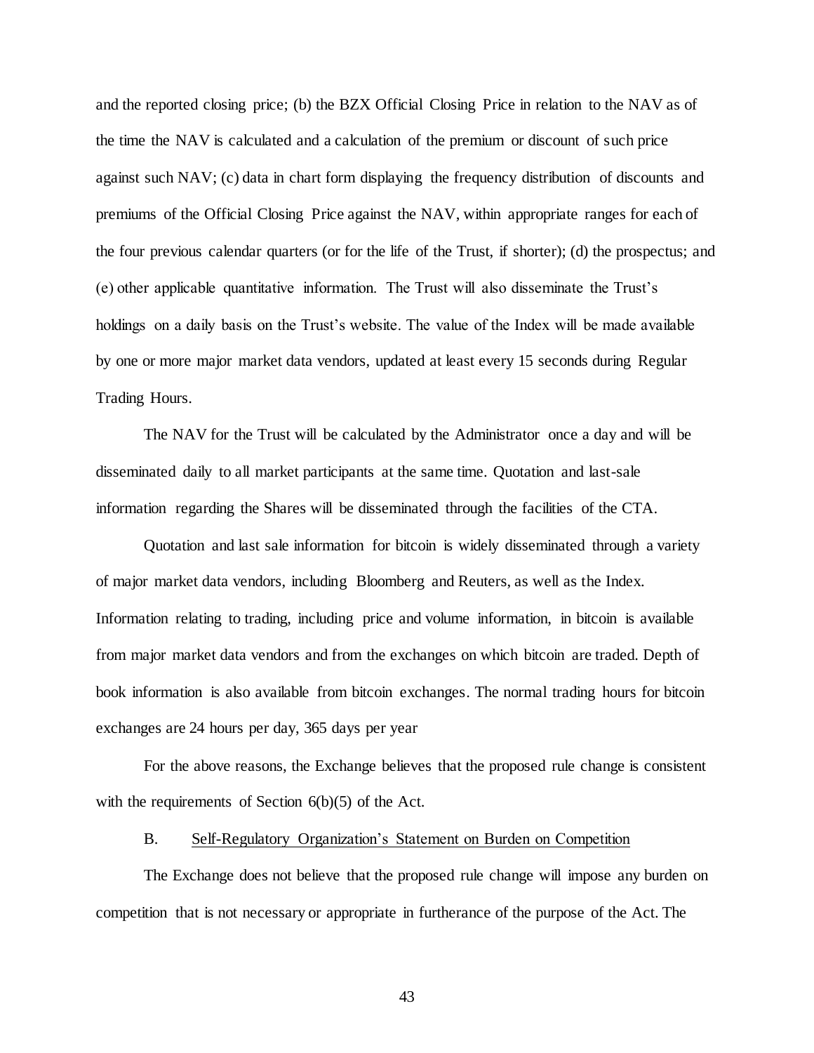and the reported closing price; (b) the BZX Official Closing Price in relation to the NAV as of the time the NAV is calculated and a calculation of the premium or discount of such price against such NAV; (c) data in chart form displaying the frequency distribution of discounts and premiums of the Official Closing Price against the NAV, within appropriate ranges for each of the four previous calendar quarters (or for the life of the Trust, if shorter); (d) the prospectus; and (e) other applicable quantitative information. The Trust will also disseminate the Trust's holdings on a daily basis on the Trust's website. The value of the Index will be made available by one or more major market data vendors, updated at least every 15 seconds during Regular Trading Hours.

The NAV for the Trust will be calculated by the Administrator once a day and will be disseminated daily to all market participants at the same time. Quotation and last-sale information regarding the Shares will be disseminated through the facilities of the CTA.

Quotation and last sale information for bitcoin is widely disseminated through a variety of major market data vendors, including Bloomberg and Reuters, as well as the Index. Information relating to trading, including price and volume information, in bitcoin is available from major market data vendors and from the exchanges on which bitcoin are traded. Depth of book information is also available from bitcoin exchanges. The normal trading hours for bitcoin exchanges are 24 hours per day, 365 days per year

For the above reasons, the Exchange believes that the proposed rule change is consistent with the requirements of Section 6(b)(5) of the Act.

B. Self-Regulatory Organization's Statement on Burden on Competition

The Exchange does not believe that the proposed rule change will impose any burden on competition that is not necessary or appropriate in furtherance of the purpose of the Act. The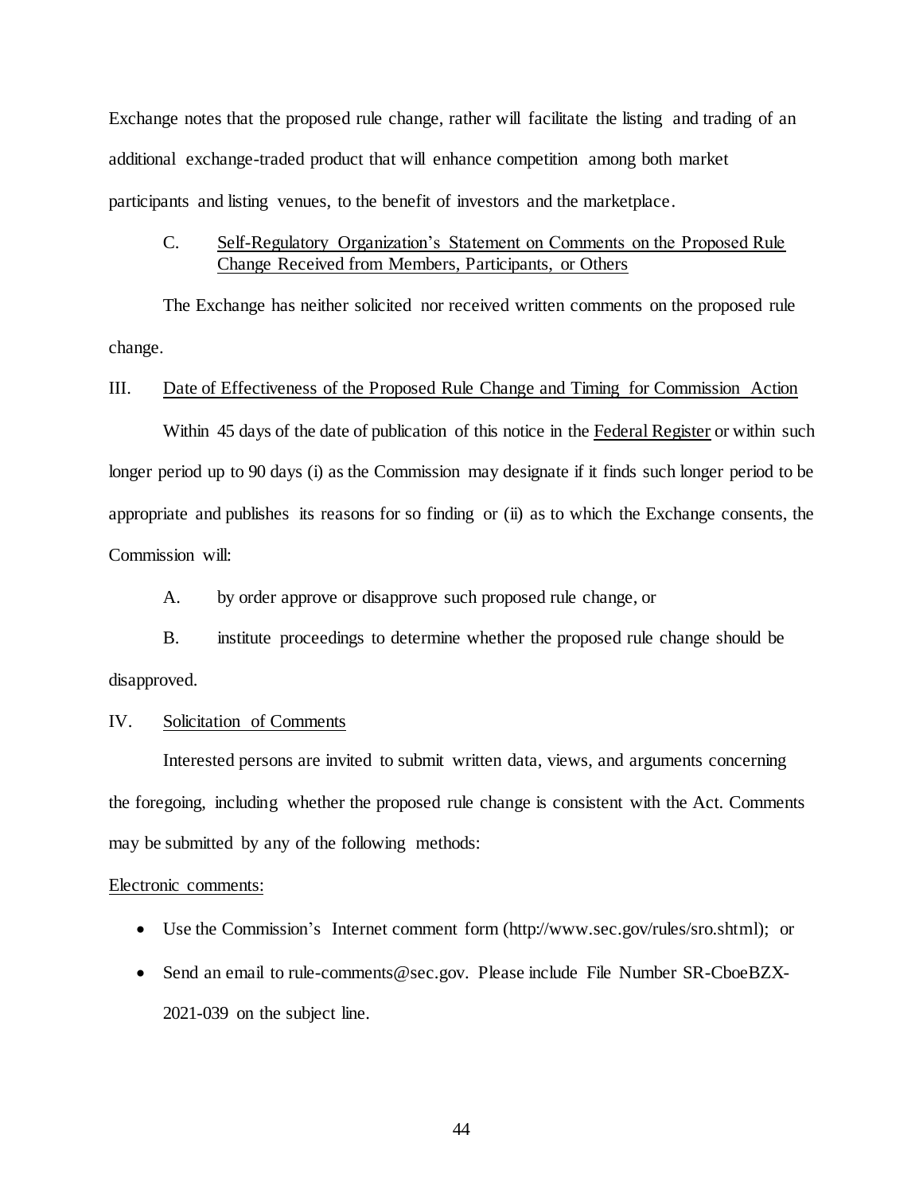Exchange notes that the proposed rule change, rather will facilitate the listing and trading of an additional exchange-traded product that will enhance competition among both market participants and listing venues, to the benefit of investors and the marketplace.

C. Self-Regulatory Organization's Statement on Comments on the Proposed Rule Change Received from Members, Participants, or Others

The Exchange has neither solicited nor received written comments on the proposed rule change.

III. Date of Effectiveness of the Proposed Rule Change and Timing for Commission Action

Within 45 days of the date of publication of this notice in the Federal Register or within such longer period up to 90 days (i) as the Commission may designate if it finds such longer period to be appropriate and publishes its reasons for so finding or (ii) as to which the Exchange consents, the Commission will:

A. by order approve or disapprove such proposed rule change, or

B. institute proceedings to determine whether the proposed rule change should be disapproved.

IV. Solicitation of Comments

Interested persons are invited to submit written data, views, and arguments concerning the foregoing, including whether the proposed rule change is consistent with the Act. Comments may be submitted by any of the following methods:

Electronic comments:

- Use the Commission's Internet comment form (http://www.sec.gov/rules/sro.shtml); or
- Send an email to rule-comments@sec.gov. Please include File Number SR-CboeBZX-2021-039 on the subject line.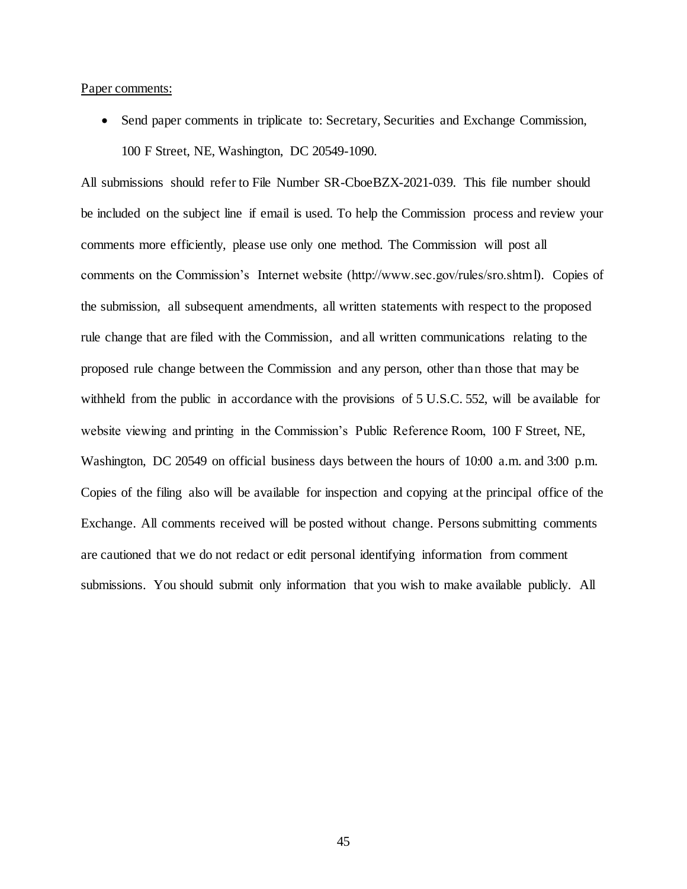Paper comments:

- Send paper comments in triplicate to: Secretary, Securities and Exchange Commission, 100 F Street, NE, Washington, DC 20549-1090.

All submissions should refer to File Number SR-CboeBZX-2021-039. This file number should be included on the subject line if email is used. To help the Commission process and review your comments more efficiently, please use only one method. The Commission will post all comments on the Commission's Internet website (http://www.sec.gov/rules/sro.shtml). Copies of the submission, all subsequent amendments, all written statements with respect to the proposed rule change that are filed with the Commission, and all written communications relating to the proposed rule change between the Commission and any person, other than those that may be withheld from the public in accordance with the provisions of 5 U.S.C. 552, will be available for website viewing and printing in the Commission's Public Reference Room, 100 F Street, NE, Washington, DC 20549 on official business days between the hours of 10:00 a.m. and 3:00 p.m. Copies of the filing also will be available for inspection and copying at the principal office of the Exchange. All comments received will be posted without change. Persons submitting comments are cautioned that we do not redact or edit personal identifying information from comment submissions. You should submit only information that you wish to make available publicly. All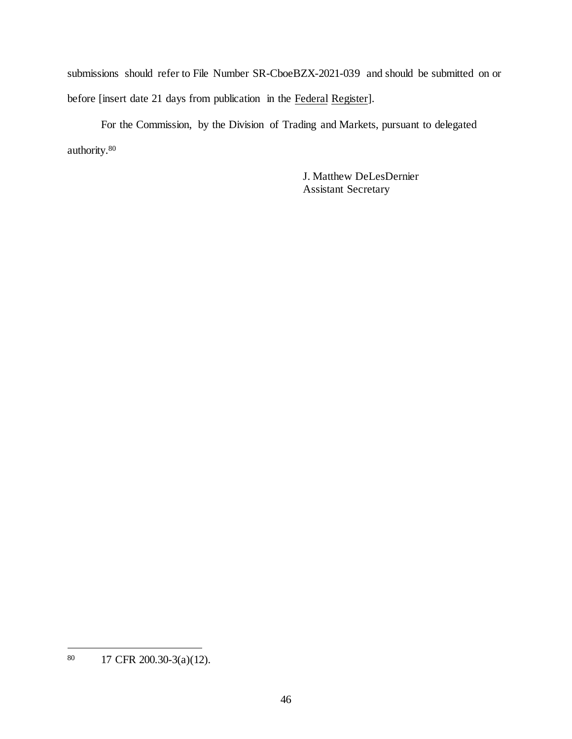submissions should refer to File Number SR-CboeBZX-2021-039 and should be submitted on or before [insert date 21 days from publication in the Federal Register].

For the Commission, by the Division of Trading and Markets, pursuant to delegated authority.[80]

J. Matthew DeLesDernier
Assistant Secretary

---

[80] 17 CFR 200.30-3(a)(12).